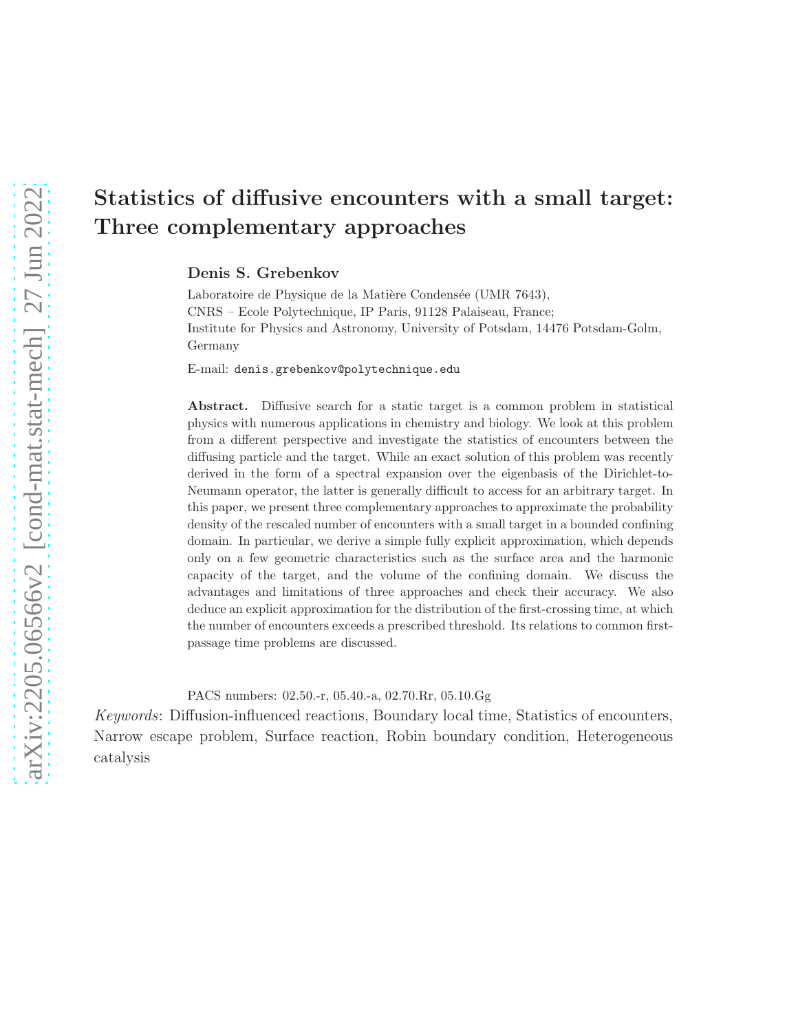# Statistics of diffusive encounters with a small target: Three complementary approaches

**Denis S. Grebenkov**

Laboratoire de Physique de la Matière Condensée (UMR 7643),
CNRS – Ecole Polytechnique, IP Paris, 91128 Palaiseau, France;
Institute for Physics and Astronomy, University of Potsdam, 14476 Potsdam-Golm, Germany

E-mail: denis.grebenkov@polytechnique.edu

**Abstract.** Diffusive search for a static target is a common problem in statistical physics with numerous applications in chemistry and biology. We look at this problem from a different perspective and investigate the statistics of encounters between the diffusing particle and the target. While an exact solution of this problem was recently derived in the form of a spectral expansion over the eigenbasis of the Dirichlet-to-Neumann operator, the latter is generally difficult to access for an arbitrary target. In this paper, we present three complementary approaches to approximate the probability density of the rescaled number of encounters with a small target in a bounded confining domain. In particular, we derive a simple fully explicit approximation, which depends only on a few geometric characteristics such as the surface area and the harmonic capacity of the target, and the volume of the confining domain. We discuss the advantages and limitations of three approaches and check their accuracy. We also deduce an explicit approximation for the distribution of the first-crossing time, at which the number of encounters exceeds a prescribed threshold. Its relations to common first-passage time problems are discussed.

PACS numbers: 02.50.-r, 05.40.-a, 02.70.Rr, 05.10.Gg

*Keywords*: Diffusion-influenced reactions, Boundary local time, Statistics of encounters, Narrow escape problem, Surface reaction, Robin boundary condition, Heterogeneous catalysis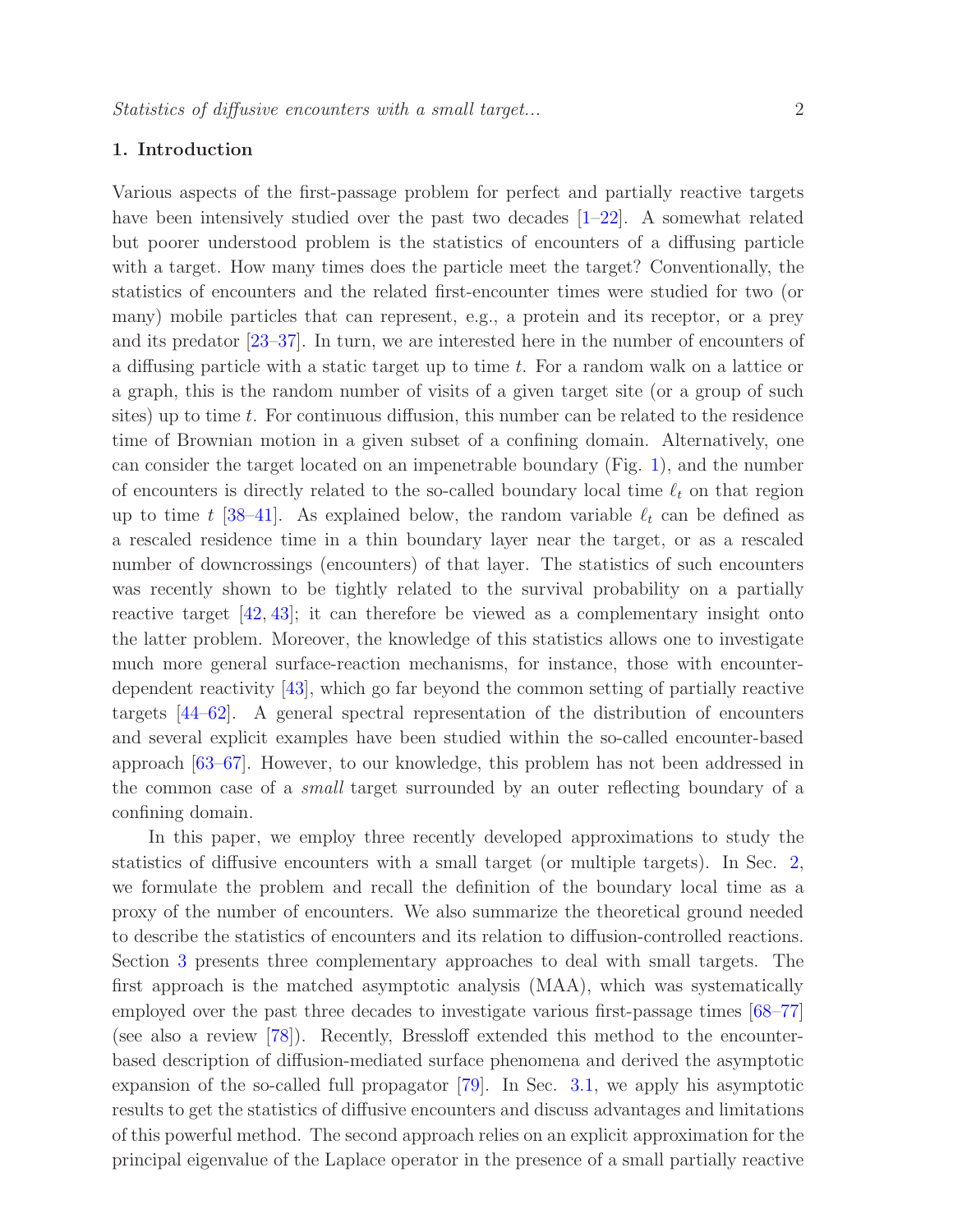## 1. Introduction

Various aspects of the first-passage problem for perfect and partially reactive targets have been intensively studied over the past two decades [1–22]. A somewhat related but poorer understood problem is the statistics of encounters of a diffusing particle with a target. How many times does the particle meet the target? Conventionally, the statistics of encounters and the related first-encounter times were studied for two (or many) mobile particles that can represent, e.g., a protein and its receptor, or a prey and its predator [23–37]. In turn, we are interested here in the number of encounters of a diffusing particle with a static target up to time $t$. For a random walk on a lattice or a graph, this is the random number of visits of a given target site (or a group of such sites) up to time $t$. For continuous diffusion, this number can be related to the residence time of Brownian motion in a given subset of a confining domain. Alternatively, one can consider the target located on an impenetrable boundary (Fig. 1), and the number of encounters is directly related to the so-called boundary local time $\ell_t$ on that region up to time $t$ [38–41]. As explained below, the random variable $\ell_t$ can be defined as a rescaled residence time in a thin boundary layer near the target, or as a rescaled number of downcrossings (encounters) of that layer. The statistics of such encounters was recently shown to be tightly related to the survival probability on a partially reactive target [42, 43]; it can therefore be viewed as a complementary insight onto the latter problem. Moreover, the knowledge of this statistics allows one to investigate much more general surface-reaction mechanisms, for instance, those with encounter-dependent reactivity [43], which go far beyond the common setting of partially reactive targets [44–62]. A general spectral representation of the distribution of encounters and several explicit examples have been studied within the so-called encounter-based approach [63–67]. However, to our knowledge, this problem has not been addressed in the common case of a *small* target surrounded by an outer reflecting boundary of a confining domain.

In this paper, we employ three recently developed approximations to study the statistics of diffusive encounters with a small target (or multiple targets). In Sec. 2, we formulate the problem and recall the definition of the boundary local time as a proxy of the number of encounters. We also summarize the theoretical ground needed to describe the statistics of encounters and its relation to diffusion-controlled reactions. Section 3 presents three complementary approaches to deal with small targets. The first approach is the matched asymptotic analysis (MAA), which was systematically employed over the past three decades to investigate various first-passage times [68–77] (see also a review [78]). Recently, Bressloff extended this method to the encounter-based description of diffusion-mediated surface phenomena and derived the asymptotic expansion of the so-called full propagator [79]. In Sec. 3.1, we apply his asymptotic results to get the statistics of diffusive encounters and discuss advantages and limitations of this powerful method. The second approach relies on an explicit approximation for the principal eigenvalue of the Laplace operator in the presence of a small partially reactive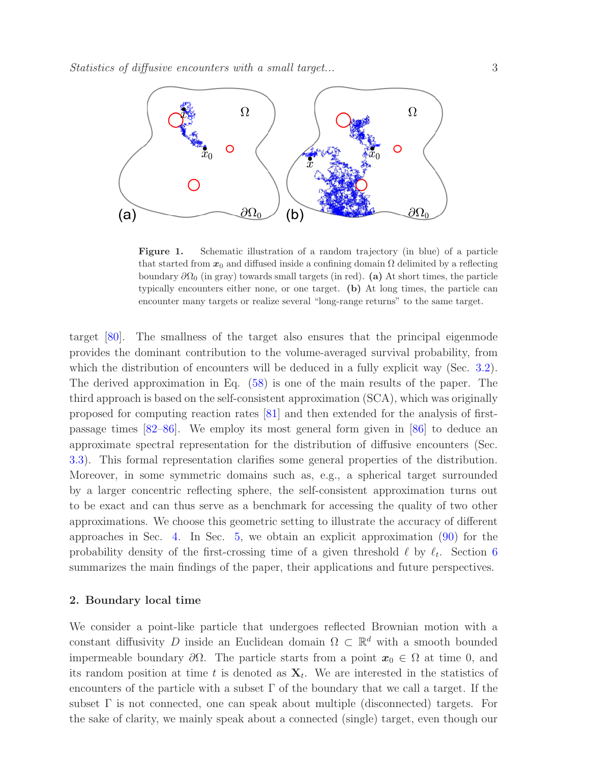**Figure 1.** Schematic illustration of a random trajectory (in blue) of a particle that started from $\boldsymbol{x}_0$ and diffused inside a confining domain $\Omega$ delimited by a reflecting boundary $\partial\Omega_0$ (in gray) towards small targets (in red). **(a)** At short times, the particle typically encounters either none, or one target. **(b)** At long times, the particle can encounter many targets or realize several "long-range returns" to the same target.

target [80]. The smallness of the target also ensures that the principal eigenmode provides the dominant contribution to the volume-averaged survival probability, from which the distribution of encounters will be deduced in a fully explicit way (Sec. 3.2). The derived approximation in Eq. (58) is one of the main results of the paper. The third approach is based on the self-consistent approximation (SCA), which was originally proposed for computing reaction rates [81] and then extended for the analysis of first-passage times [82–86]. We employ its most general form given in [86] to deduce an approximate spectral representation for the distribution of diffusive encounters (Sec. 3.3). This formal representation clarifies some general properties of the distribution. Moreover, in some symmetric domains such as, e.g., a spherical target surrounded by a larger concentric reflecting sphere, the self-consistent approximation turns out to be exact and can thus serve as a benchmark for accessing the quality of two other approximations. We choose this geometric setting to illustrate the accuracy of different approaches in Sec. 4. In Sec. 5, we obtain an explicit approximation (90) for the probability density of the first-crossing time of a given threshold $\ell$ by $\ell_t$. Section 6 summarizes the main findings of the paper, their applications and future perspectives.

## 2. Boundary local time

We consider a point-like particle that undergoes reflected Brownian motion with a constant diffusivity $D$ inside an Euclidean domain $\Omega \subset \mathbb{R}^d$ with a smooth bounded impermeable boundary $\partial\Omega$. The particle starts from a point $\boldsymbol{x}_0 \in \Omega$ at time 0, and its random position at time $t$ is denoted as $\mathbf{X}_t$. We are interested in the statistics of encounters of the particle with a subset $\Gamma$ of the boundary that we call a target. If the subset $\Gamma$ is not connected, one can speak about multiple (disconnected) targets. For the sake of clarity, we mainly speak about a connected (single) target, even though our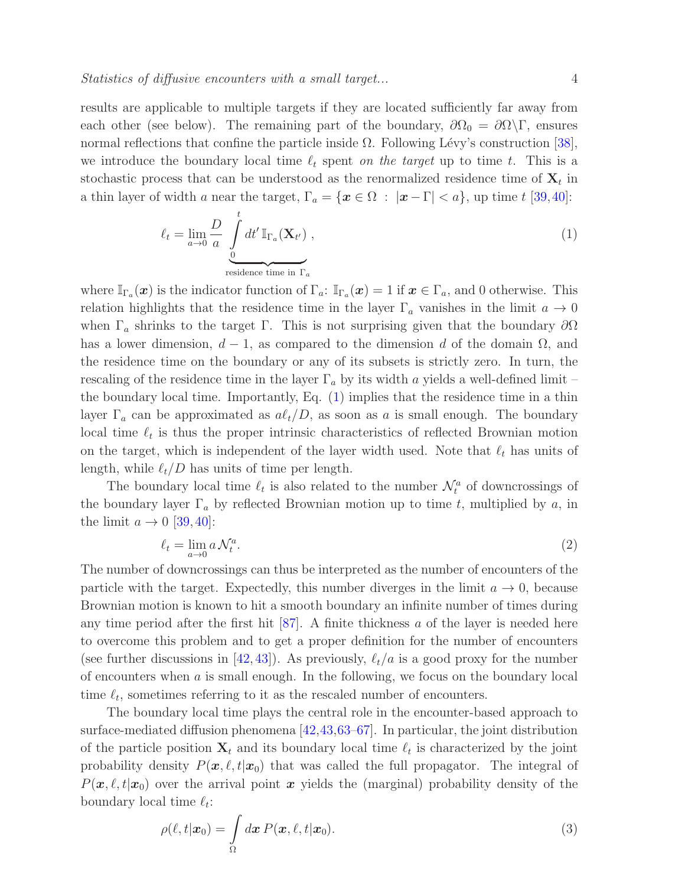results are applicable to multiple targets if they are located sufficiently far away from each other (see below). The remaining part of the boundary, $\partial\Omega_0 = \partial\Omega\backslash\Gamma$, ensures normal reflections that confine the particle inside $\Omega$. Following Lévy's construction [38], we introduce the boundary local time $\ell_t$ spent *on the target* up to time $t$. This is a stochastic process that can be understood as the renormalized residence time of $\mathbf{X}_t$ in a thin layer of width $a$ near the target, $\Gamma_a = \{\boldsymbol{x} \in \Omega \ : \ |\boldsymbol{x} - \Gamma| < a\}$, up time $t$ [39, 40]:

$$\ell_t = \lim_{a\to 0} \frac{D}{a} \underbrace{\int\limits_0^t dt' \, \mathbb{I}_{\Gamma_a}(\mathbf{X}_{t'})}_{\text{residence time in } \Gamma_a} , \tag{1}$$

where $\mathbb{I}_{\Gamma_a}(\boldsymbol{x})$ is the indicator function of $\Gamma_a$: $\mathbb{I}_{\Gamma_a}(\boldsymbol{x}) = 1$ if $\boldsymbol{x} \in \Gamma_a$, and 0 otherwise. This relation highlights that the residence time in the layer $\Gamma_a$ vanishes in the limit $a \to 0$ when $\Gamma_a$ shrinks to the target $\Gamma$. This is not surprising given that the boundary $\partial\Omega$ has a lower dimension, $d-1$, as compared to the dimension $d$ of the domain $\Omega$, and the residence time on the boundary or any of its subsets is strictly zero. In turn, the rescaling of the residence time in the layer $\Gamma_a$ by its width $a$ yields a well-defined limit – the boundary local time. Importantly, Eq. (1) implies that the residence time in a thin layer $\Gamma_a$ can be approximated as $a\ell_t/D$, as soon as $a$ is small enough. The boundary local time $\ell_t$ is thus the proper intrinsic characteristics of reflected Brownian motion on the target, which is independent of the layer width used. Note that $\ell_t$ has units of length, while $\ell_t/D$ has units of time per length.

The boundary local time $\ell_t$ is also related to the number $\mathcal{N}_t^a$ of downcrossings of the boundary layer $\Gamma_a$ by reflected Brownian motion up to time $t$, multiplied by $a$, in the limit $a \to 0$ [39, 40]:

$$\ell_t = \lim_{a\to 0} a\,\mathcal{N}_t^a. \tag{2}$$

The number of downcrossings can thus be interpreted as the number of encounters of the particle with the target. Expectedly, this number diverges in the limit $a \to 0$, because Brownian motion is known to hit a smooth boundary an infinite number of times during any time period after the first hit [87]. A finite thickness $a$ of the layer is needed here to overcome this problem and to get a proper definition for the number of encounters (see further discussions in [42, 43]). As previously, $\ell_t/a$ is a good proxy for the number of encounters when $a$ is small enough. In the following, we focus on the boundary local time $\ell_t$, sometimes referring to it as the rescaled number of encounters.

The boundary local time plays the central role in the encounter-based approach to surface-mediated diffusion phenomena [42, 43, 63–67]. In particular, the joint distribution of the particle position $\mathbf{X}_t$ and its boundary local time $\ell_t$ is characterized by the joint probability density $P(\boldsymbol{x}, \ell, t|\boldsymbol{x}_0)$ that was called the full propagator. The integral of $P(\boldsymbol{x}, \ell, t|\boldsymbol{x}_0)$ over the arrival point $\boldsymbol{x}$ yields the (marginal) probability density of the boundary local time $\ell_t$:

$$\rho(\ell, t|\boldsymbol{x}_0) = \int\limits_\Omega d\boldsymbol{x}\, P(\boldsymbol{x}, \ell, t|\boldsymbol{x}_0). \tag{3}$$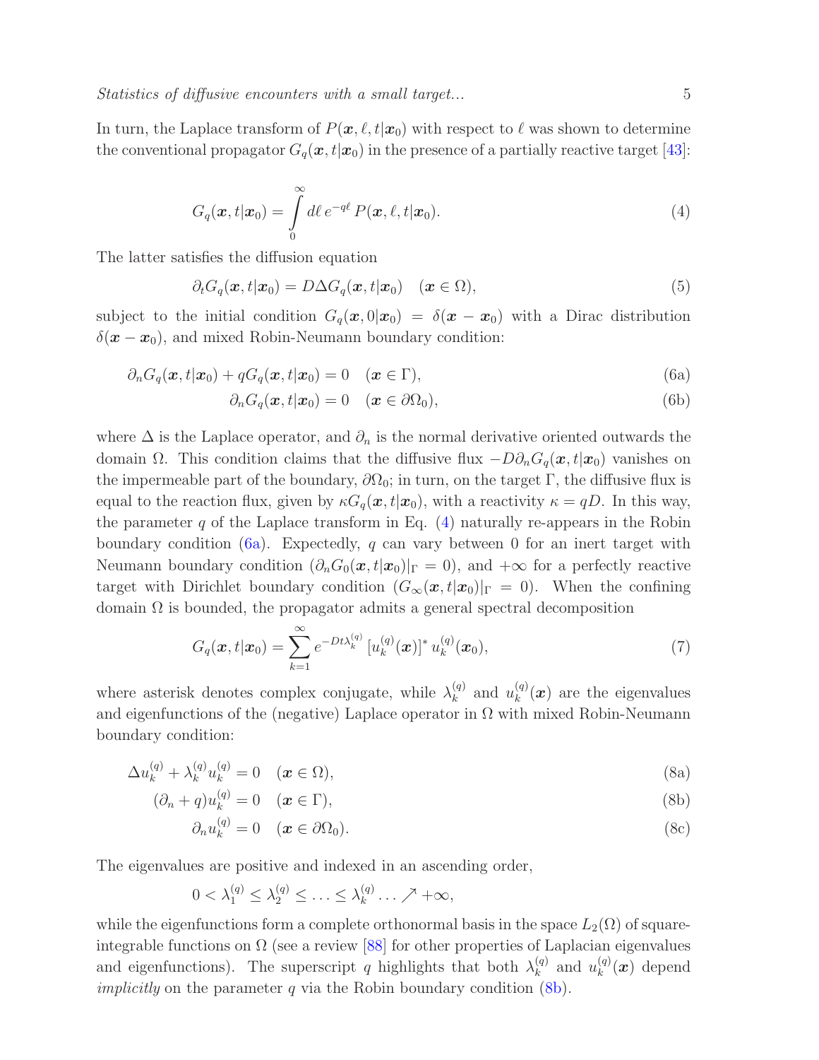In turn, the Laplace transform of $P(\boldsymbol{x},\ell,t|\boldsymbol{x}_0)$ with respect to $\ell$ was shown to determine the conventional propagator $G_q(\boldsymbol{x},t|\boldsymbol{x}_0)$ in the presence of a partially reactive target [43]:

$$G_q(\boldsymbol{x},t|\boldsymbol{x}_0) = \int\limits_0^\infty d\ell \, e^{-q\ell} \, P(\boldsymbol{x},\ell,t|\boldsymbol{x}_0). \tag{4}$$

The latter satisfies the diffusion equation

$$\partial_t G_q(\boldsymbol{x},t|\boldsymbol{x}_0) = D\Delta G_q(\boldsymbol{x},t|\boldsymbol{x}_0) \quad (\boldsymbol{x}\in\Omega), \tag{5}$$

subject to the initial condition $G_q(\boldsymbol{x},0|\boldsymbol{x}_0) = \delta(\boldsymbol{x}-\boldsymbol{x}_0)$ with a Dirac distribution $\delta(\boldsymbol{x}-\boldsymbol{x}_0)$, and mixed Robin-Neumann boundary condition:

$$\partial_n G_q(\boldsymbol{x},t|\boldsymbol{x}_0) + qG_q(\boldsymbol{x},t|\boldsymbol{x}_0) = 0 \quad (\boldsymbol{x}\in\Gamma), \tag{6a}$$

$$\partial_n G_q(\boldsymbol{x},t|\boldsymbol{x}_0) = 0 \quad (\boldsymbol{x}\in\partial\Omega_0), \tag{6b}$$

where $\Delta$ is the Laplace operator, and $\partial_n$ is the normal derivative oriented outwards the domain $\Omega$. This condition claims that the diffusive flux $-D\partial_n G_q(\boldsymbol{x},t|\boldsymbol{x}_0)$ vanishes on the impermeable part of the boundary, $\partial\Omega_0$; in turn, on the target $\Gamma$, the diffusive flux is equal to the reaction flux, given by $\kappa G_q(\boldsymbol{x},t|\boldsymbol{x}_0)$, with a reactivity $\kappa = qD$. In this way, the parameter $q$ of the Laplace transform in Eq. (4) naturally re-appears in the Robin boundary condition (6a). Expectedly, $q$ can vary between 0 for an inert target with Neumann boundary condition ($\partial_n G_0(\boldsymbol{x},t|\boldsymbol{x}_0)|_\Gamma = 0$), and $+\infty$ for a perfectly reactive target with Dirichlet boundary condition ($G_\infty(\boldsymbol{x},t|\boldsymbol{x}_0)|_\Gamma = 0$). When the confining domain $\Omega$ is bounded, the propagator admits a general spectral decomposition

$$G_q(\boldsymbol{x},t|\boldsymbol{x}_0) = \sum_{k=1}^\infty e^{-Dt\lambda_k^{(q)}} \, [u_k^{(q)}(\boldsymbol{x})]^* \, u_k^{(q)}(\boldsymbol{x}_0), \tag{7}$$

where asterisk denotes complex conjugate, while $\lambda_k^{(q)}$ and $u_k^{(q)}(\boldsymbol{x})$ are the eigenvalues and eigenfunctions of the (negative) Laplace operator in $\Omega$ with mixed Robin-Neumann boundary condition:

$$\Delta u_k^{(q)} + \lambda_k^{(q)} u_k^{(q)} = 0 \quad (\boldsymbol{x}\in\Omega), \tag{8a}$$

$$(\partial_n + q) u_k^{(q)} = 0 \quad (\boldsymbol{x}\in\Gamma), \tag{8b}$$

$$\partial_n u_k^{(q)} = 0 \quad (\boldsymbol{x}\in\partial\Omega_0). \tag{8c}$$

The eigenvalues are positive and indexed in an ascending order,

$$0 < \lambda_1^{(q)} \le \lambda_2^{(q)} \le \ldots \le \lambda_k^{(q)} \ldots \nearrow +\infty,$$

while the eigenfunctions form a complete orthonormal basis in the space $L_2(\Omega)$ of square-integrable functions on $\Omega$ (see a review [88] for other properties of Laplacian eigenvalues and eigenfunctions). The superscript $q$ highlights that both $\lambda_k^{(q)}$ and $u_k^{(q)}(\boldsymbol{x})$ depend *implicitly* on the parameter $q$ via the Robin boundary condition (8b).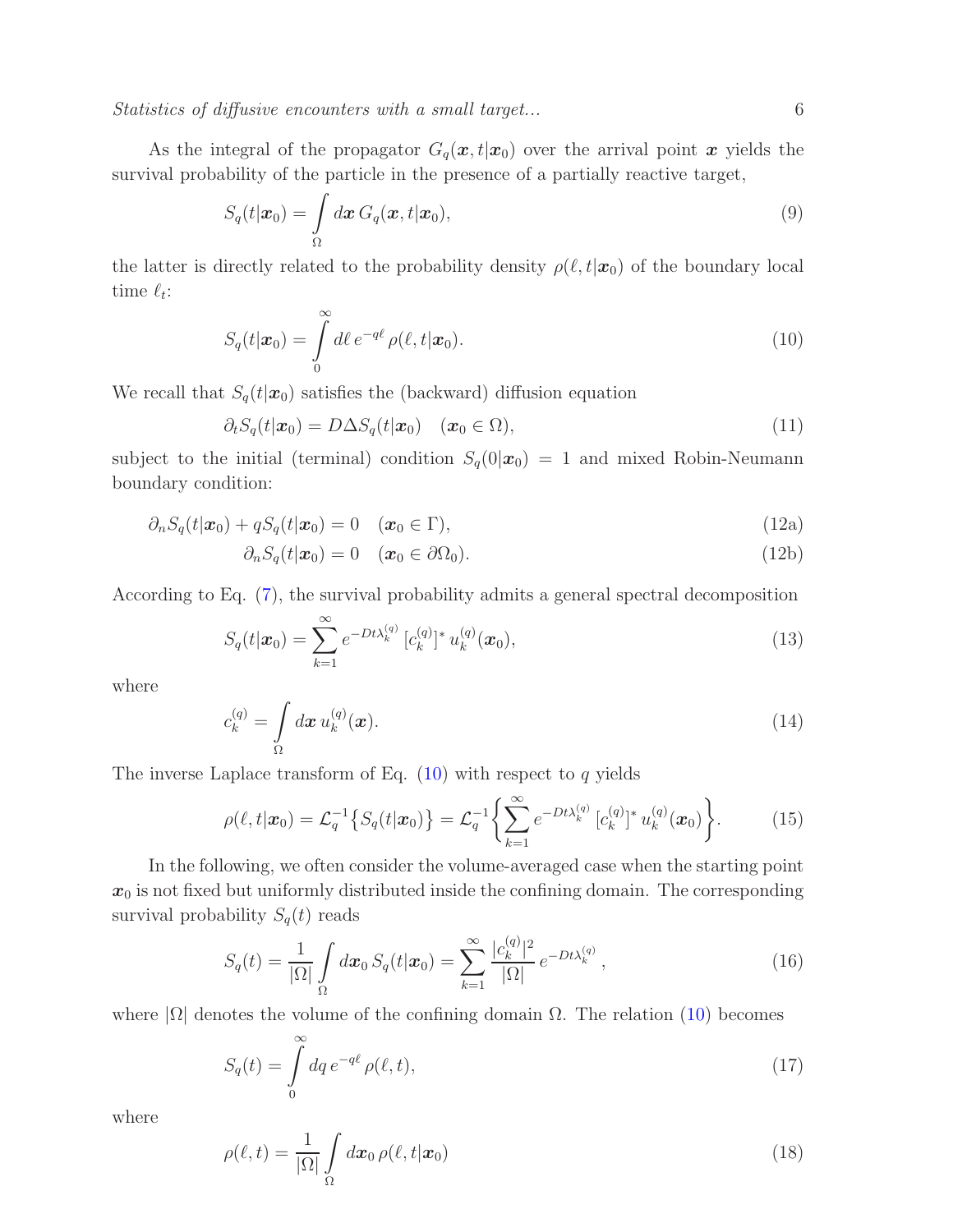As the integral of the propagator $G_q(\boldsymbol{x}, t|\boldsymbol{x}_0)$ over the arrival point $\boldsymbol{x}$ yields the survival probability of the particle in the presence of a partially reactive target,

$$S_q(t|\boldsymbol{x}_0) = \int\limits_{\Omega} d\boldsymbol{x}\, G_q(\boldsymbol{x}, t|\boldsymbol{x}_0), \tag{9}$$

the latter is directly related to the probability density $\rho(\ell, t|\boldsymbol{x}_0)$ of the boundary local time $\ell_t$:

$$S_q(t|\boldsymbol{x}_0) = \int\limits_0^\infty d\ell\, e^{-q\ell}\, \rho(\ell, t|\boldsymbol{x}_0). \tag{10}$$

We recall that $S_q(t|\boldsymbol{x}_0)$ satisfies the (backward) diffusion equation

$$\partial_t S_q(t|\boldsymbol{x}_0) = D\Delta S_q(t|\boldsymbol{x}_0) \quad (\boldsymbol{x}_0 \in \Omega), \tag{11}$$

subject to the initial (terminal) condition $S_q(0|\boldsymbol{x}_0) = 1$ and mixed Robin-Neumann boundary condition:

$$\partial_n S_q(t|\boldsymbol{x}_0) + qS_q(t|\boldsymbol{x}_0) = 0 \quad (\boldsymbol{x}_0 \in \Gamma), \tag{12a}$$

$$\partial_n S_q(t|\boldsymbol{x}_0) = 0 \quad (\boldsymbol{x}_0 \in \partial\Omega_0). \tag{12b}$$

According to Eq. (7), the survival probability admits a general spectral decomposition

$$S_q(t|\boldsymbol{x}_0) = \sum_{k=1}^\infty e^{-Dt\lambda_k^{(q)}}\, [c_k^{(q)}]^*\, u_k^{(q)}(\boldsymbol{x}_0), \tag{13}$$

where

$$c_k^{(q)} = \int\limits_{\Omega} d\boldsymbol{x}\, u_k^{(q)}(\boldsymbol{x}). \tag{14}$$

The inverse Laplace transform of Eq. (10) with respect to $q$ yields

$$\rho(\ell, t|\boldsymbol{x}_0) = \mathcal{L}_q^{-1}\big\{S_q(t|\boldsymbol{x}_0)\big\} = \mathcal{L}_q^{-1}\Bigg\{\sum_{k=1}^\infty e^{-Dt\lambda_k^{(q)}}\, [c_k^{(q)}]^*\, u_k^{(q)}(\boldsymbol{x}_0)\Bigg\}. \tag{15}$$

In the following, we often consider the volume-averaged case when the starting point $\boldsymbol{x}_0$ is not fixed but uniformly distributed inside the confining domain. The corresponding survival probability $S_q(t)$ reads

$$S_q(t) = \frac{1}{|\Omega|}\int\limits_{\Omega} d\boldsymbol{x}_0\, S_q(t|\boldsymbol{x}_0) = \sum_{k=1}^\infty \frac{|c_k^{(q)}|^2}{|\Omega|}\, e^{-Dt\lambda_k^{(q)}}\,, \tag{16}$$

where $|\Omega|$ denotes the volume of the confining domain $\Omega$. The relation (10) becomes

$$S_q(t) = \int\limits_0^\infty dq\, e^{-q\ell}\, \rho(\ell, t), \tag{17}$$

where

$$\rho(\ell, t) = \frac{1}{|\Omega|}\int\limits_{\Omega} d\boldsymbol{x}_0\, \rho(\ell, t|\boldsymbol{x}_0) \tag{18}$$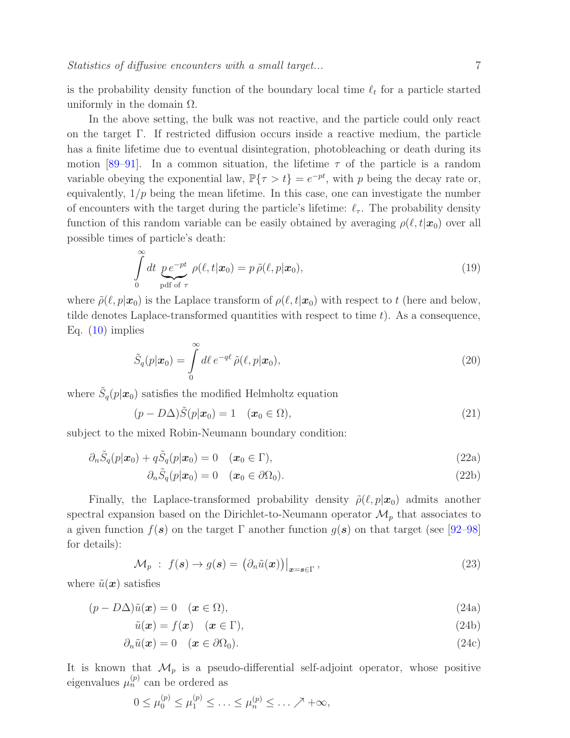is the probability density function of the boundary local time $\ell_t$ for a particle started uniformly in the domain $\Omega$.

In the above setting, the bulk was not reactive, and the particle could only react on the target $\Gamma$. If restricted diffusion occurs inside a reactive medium, the particle has a finite lifetime due to eventual disintegration, photobleaching or death during its motion [89–91]. In a common situation, the lifetime $\tau$ of the particle is a random variable obeying the exponential law, $\mathbb{P}\{\tau > t\} = e^{-pt}$, with $p$ being the decay rate or, equivalently, $1/p$ being the mean lifetime. In this case, one can investigate the number of encounters with the target during the particle's lifetime: $\ell_\tau$. The probability density function of this random variable can be easily obtained by averaging $\rho(\ell, t|\boldsymbol{x}_0)$ over all possible times of particle's death:

$$\int\limits_0^\infty dt \, \underbrace{p\, e^{-pt}}_{\text{pdf of } \tau} \, \rho(\ell, t|\boldsymbol{x}_0) = p\, \tilde{\rho}(\ell, p|\boldsymbol{x}_0), \tag{19}$$

where $\tilde{\rho}(\ell, p|\boldsymbol{x}_0)$ is the Laplace transform of $\rho(\ell, t|\boldsymbol{x}_0)$ with respect to $t$ (here and below, tilde denotes Laplace-transformed quantities with respect to time $t$). As a consequence, Eq. (10) implies

$$\tilde{S}_q(p|\boldsymbol{x}_0) = \int\limits_0^\infty d\ell \, e^{-q\ell} \, \tilde{\rho}(\ell, p|\boldsymbol{x}_0), \tag{20}$$

where $\tilde{S}_q(p|\boldsymbol{x}_0)$ satisfies the modified Helmholtz equation

$$(p - D\Delta)\tilde{S}(p|\boldsymbol{x}_0) = 1 \quad (\boldsymbol{x}_0 \in \Omega), \tag{21}$$

subject to the mixed Robin-Neumann boundary condition:

$$\partial_n \tilde{S}_q(p|\boldsymbol{x}_0) + q\tilde{S}_q(p|\boldsymbol{x}_0) = 0 \quad (\boldsymbol{x}_0 \in \Gamma), \tag{22a}$$

$$\partial_n \tilde{S}_q(p|\boldsymbol{x}_0) = 0 \quad (\boldsymbol{x}_0 \in \partial\Omega_0). \tag{22b}$$

Finally, the Laplace-transformed probability density $\tilde{\rho}(\ell, p|\boldsymbol{x}_0)$ admits another spectral expansion based on the Dirichlet-to-Neumann operator $\mathcal{M}_p$ that associates to a given function $f(\boldsymbol{s})$ on the target $\Gamma$ another function $g(\boldsymbol{s})$ on that target (see [92–98] for details):

$$\mathcal{M}_p \;:\; f(\boldsymbol{s}) \to g(\boldsymbol{s}) = \left(\partial_n \tilde{u}(\boldsymbol{x})\right)\big|_{\boldsymbol{x}=\boldsymbol{s}\in\Gamma}, \tag{23}$$

where $\tilde{u}(\boldsymbol{x})$ satisfies

$$(p - D\Delta)\tilde{u}(\boldsymbol{x}) = 0 \quad (\boldsymbol{x} \in \Omega), \tag{24a}$$

$$\tilde{u}(\boldsymbol{x}) = f(\boldsymbol{x}) \quad (\boldsymbol{x} \in \Gamma), \tag{24b}$$

$$\partial_n \tilde{u}(\boldsymbol{x}) = 0 \quad (\boldsymbol{x} \in \partial\Omega_0). \tag{24c}$$

It is known that $\mathcal{M}_p$ is a pseudo-differential self-adjoint operator, whose positive eigenvalues $\mu_n^{(p)}$ can be ordered as

$$0 \le \mu_0^{(p)} \le \mu_1^{(p)} \le \ldots \le \mu_n^{(p)} \le \ldots \nearrow +\infty,$$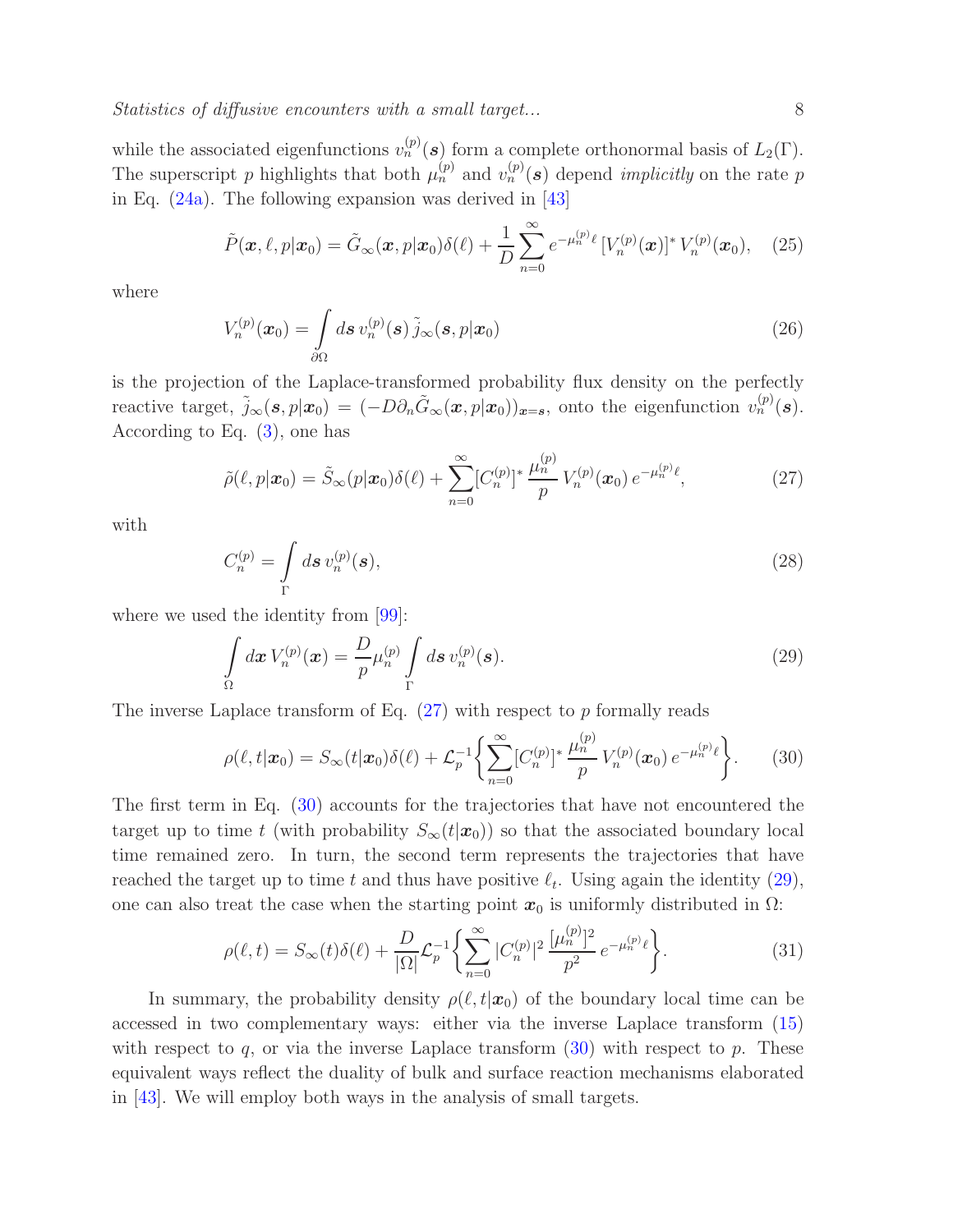while the associated eigenfunctions $v_n^{(p)}(\boldsymbol{s})$ form a complete orthonormal basis of $L_2(\Gamma)$. The superscript $p$ highlights that both $\mu_n^{(p)}$ and $v_n^{(p)}(\boldsymbol{s})$ depend *implicitly* on the rate $p$ in Eq. (24a). The following expansion was derived in [43]

$$\tilde{P}(\boldsymbol{x}, \ell, p|\boldsymbol{x}_0) = \tilde{G}_\infty(\boldsymbol{x}, p|\boldsymbol{x}_0)\delta(\ell) + \frac{1}{D}\sum_{n=0}^{\infty} e^{-\mu_n^{(p)}\ell}\,[V_n^{(p)}(\boldsymbol{x})]^*\,V_n^{(p)}(\boldsymbol{x}_0), \quad (25)$$

where

$$V_n^{(p)}(\boldsymbol{x}_0) = \int\limits_{\partial\Omega} d\boldsymbol{s}\, v_n^{(p)}(\boldsymbol{s})\,\tilde{j}_\infty(\boldsymbol{s}, p|\boldsymbol{x}_0) \quad (26)$$

is the projection of the Laplace-transformed probability flux density on the perfectly reactive target, $\tilde{j}_\infty(\boldsymbol{s}, p|\boldsymbol{x}_0) = (-D\partial_n \tilde{G}_\infty(\boldsymbol{x}, p|\boldsymbol{x}_0))_{\boldsymbol{x}=\boldsymbol{s}}$, onto the eigenfunction $v_n^{(p)}(\boldsymbol{s})$. According to Eq. (3), one has

$$\tilde{\rho}(\ell, p|\boldsymbol{x}_0) = \tilde{S}_\infty(p|\boldsymbol{x}_0)\delta(\ell) + \sum_{n=0}^{\infty}[C_n^{(p)}]^*\,\frac{\mu_n^{(p)}}{p}\,V_n^{(p)}(\boldsymbol{x}_0)\,e^{-\mu_n^{(p)}\ell}, \quad (27)$$

with

$$C_n^{(p)} = \int\limits_{\Gamma} d\boldsymbol{s}\, v_n^{(p)}(\boldsymbol{s}), \quad (28)$$

where we used the identity from [99]:

$$\int\limits_{\Omega} d\boldsymbol{x}\, V_n^{(p)}(\boldsymbol{x}) = \frac{D}{p}\mu_n^{(p)}\int\limits_{\Gamma} d\boldsymbol{s}\, v_n^{(p)}(\boldsymbol{s}). \quad (29)$$

The inverse Laplace transform of Eq. (27) with respect to $p$ formally reads

$$\rho(\ell, t|\boldsymbol{x}_0) = S_\infty(t|\boldsymbol{x}_0)\delta(\ell) + \mathcal{L}_p^{-1}\biggl\{\sum_{n=0}^{\infty}[C_n^{(p)}]^*\,\frac{\mu_n^{(p)}}{p}\,V_n^{(p)}(\boldsymbol{x}_0)\,e^{-\mu_n^{(p)}\ell}\biggr\}. \quad (30)$$

The first term in Eq. (30) accounts for the trajectories that have not encountered the target up to time $t$ (with probability $S_\infty(t|\boldsymbol{x}_0)$) so that the associated boundary local time remained zero. In turn, the second term represents the trajectories that have reached the target up to time $t$ and thus have positive $\ell_t$. Using again the identity (29), one can also treat the case when the starting point $\boldsymbol{x}_0$ is uniformly distributed in $\Omega$:

$$\rho(\ell, t) = S_\infty(t)\delta(\ell) + \frac{D}{|\Omega|}\mathcal{L}_p^{-1}\biggl\{\sum_{n=0}^{\infty}|C_n^{(p)}|^2\,\frac{[\mu_n^{(p)}]^2}{p^2}\,e^{-\mu_n^{(p)}\ell}\biggr\}. \quad (31)$$

In summary, the probability density $\rho(\ell, t|\boldsymbol{x}_0)$ of the boundary local time can be accessed in two complementary ways: either via the inverse Laplace transform (15) with respect to $q$, or via the inverse Laplace transform (30) with respect to $p$. These equivalent ways reflect the duality of bulk and surface reaction mechanisms elaborated in [43]. We will employ both ways in the analysis of small targets.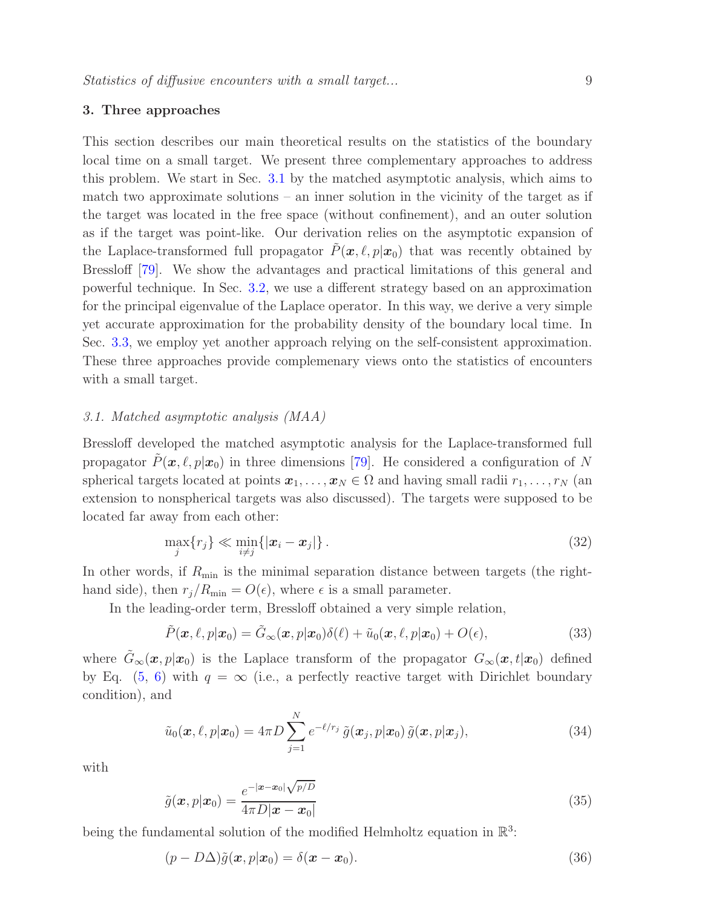## 3. Three approaches

This section describes our main theoretical results on the statistics of the boundary local time on a small target. We present three complementary approaches to address this problem. We start in Sec. 3.1 by the matched asymptotic analysis, which aims to match two approximate solutions – an inner solution in the vicinity of the target as if the target was located in the free space (without confinement), and an outer solution as if the target was point-like. Our derivation relies on the asymptotic expansion of the Laplace-transformed full propagator $\tilde{P}(\boldsymbol{x}, \ell, p|\boldsymbol{x}_0)$ that was recently obtained by Bressloff [79]. We show the advantages and practical limitations of this general and powerful technique. In Sec. 3.2, we use a different strategy based on an approximation for the principal eigenvalue of the Laplace operator. In this way, we derive a very simple yet accurate approximation for the probability density of the boundary local time. In Sec. 3.3, we employ yet another approach relying on the self-consistent approximation. These three approaches provide complemenary views onto the statistics of encounters with a small target.

### *3.1. Matched asymptotic analysis (MAA)*

Bressloff developed the matched asymptotic analysis for the Laplace-transformed full propagator $\tilde{P}(\boldsymbol{x}, \ell, p|\boldsymbol{x}_0)$ in three dimensions [79]. He considered a configuration of $N$ spherical targets located at points $\boldsymbol{x}_1, \ldots, \boldsymbol{x}_N \in \Omega$ and having small radii $r_1, \ldots, r_N$ (an extension to nonspherical targets was also discussed). The targets were supposed to be located far away from each other:

$$\max_j \{r_j\} \ll \min_{i \neq j} \{|\boldsymbol{x}_i - \boldsymbol{x}_j|\} . \tag{32}$$

In other words, if $R_{\min}$ is the minimal separation distance between targets (the right-hand side), then $r_j/R_{\min} = O(\epsilon)$, where $\epsilon$ is a small parameter.

In the leading-order term, Bressloff obtained a very simple relation,

$$\tilde{P}(\boldsymbol{x}, \ell, p|\boldsymbol{x}_0) = \tilde{G}_\infty(\boldsymbol{x}, p|\boldsymbol{x}_0)\delta(\ell) + \tilde{u}_0(\boldsymbol{x}, \ell, p|\boldsymbol{x}_0) + O(\epsilon), \tag{33}$$

where $\tilde{G}_\infty(\boldsymbol{x}, p|\boldsymbol{x}_0)$ is the Laplace transform of the propagator $G_\infty(\boldsymbol{x}, t|\boldsymbol{x}_0)$ defined by Eq. (5, 6) with $q = \infty$ (i.e., a perfectly reactive target with Dirichlet boundary condition), and

$$\tilde{u}_0(\boldsymbol{x}, \ell, p|\boldsymbol{x}_0) = 4\pi D \sum_{j=1}^{N} e^{-\ell/r_j}\, \tilde{g}(\boldsymbol{x}_j, p|\boldsymbol{x}_0)\, \tilde{g}(\boldsymbol{x}, p|\boldsymbol{x}_j), \tag{34}$$

with

$$\tilde{g}(\boldsymbol{x}, p|\boldsymbol{x}_0) = \frac{e^{-|\boldsymbol{x}-\boldsymbol{x}_0|\sqrt{p/D}}}{4\pi D|\boldsymbol{x} - \boldsymbol{x}_0|} \tag{35}$$

being the fundamental solution of the modified Helmholtz equation in $\mathbb{R}^3$:

$$(p - D\Delta)\tilde{g}(\boldsymbol{x}, p|\boldsymbol{x}_0) = \delta(\boldsymbol{x} - \boldsymbol{x}_0). \tag{36}$$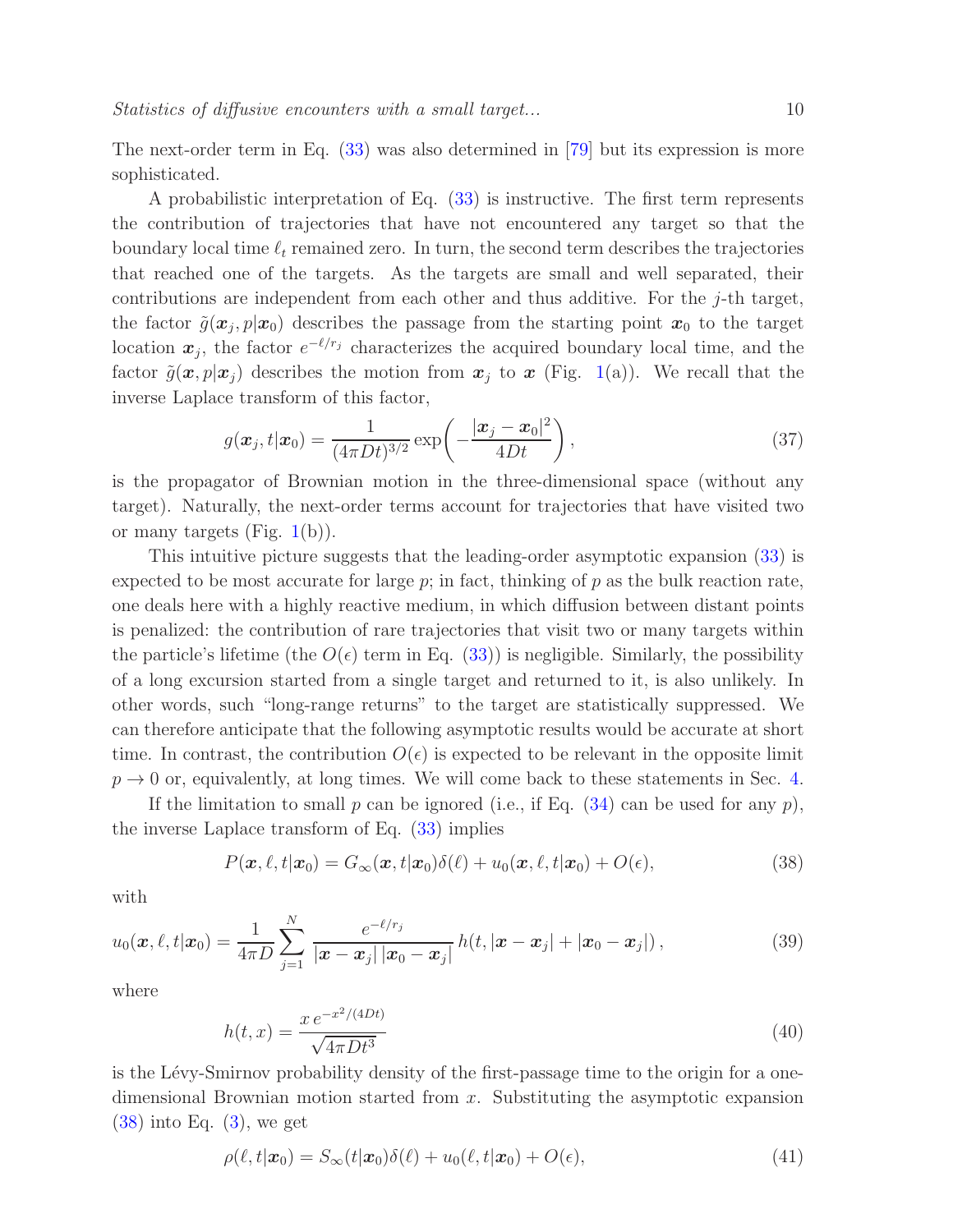The next-order term in Eq. (33) was also determined in [79] but its expression is more sophisticated.

A probabilistic interpretation of Eq. (33) is instructive. The first term represents the contribution of trajectories that have not encountered any target so that the boundary local time $\ell_t$ remained zero. In turn, the second term describes the trajectories that reached one of the targets. As the targets are small and well separated, their contributions are independent from each other and thus additive. For the $j$-th target, the factor $\tilde{g}(\boldsymbol{x}_j, p|\boldsymbol{x}_0)$ describes the passage from the starting point $\boldsymbol{x}_0$ to the target location $\boldsymbol{x}_j$, the factor $e^{-\ell/r_j}$ characterizes the acquired boundary local time, and the factor $\tilde{g}(\boldsymbol{x}, p|\boldsymbol{x}_j)$ describes the motion from $\boldsymbol{x}_j$ to $\boldsymbol{x}$ (Fig. 1(a)). We recall that the inverse Laplace transform of this factor,

$$g(\boldsymbol{x}_j, t|\boldsymbol{x}_0) = \frac{1}{(4\pi Dt)^{3/2}} \exp\left(-\frac{|\boldsymbol{x}_j - \boldsymbol{x}_0|^2}{4Dt}\right), \tag{37}$$

is the propagator of Brownian motion in the three-dimensional space (without any target). Naturally, the next-order terms account for trajectories that have visited two or many targets (Fig. 1(b)).

This intuitive picture suggests that the leading-order asymptotic expansion (33) is expected to be most accurate for large $p$; in fact, thinking of $p$ as the bulk reaction rate, one deals here with a highly reactive medium, in which diffusion between distant points is penalized: the contribution of rare trajectories that visit two or many targets within the particle's lifetime (the $O(\epsilon)$ term in Eq. (33)) is negligible. Similarly, the possibility of a long excursion started from a single target and returned to it, is also unlikely. In other words, such "long-range returns" to the target are statistically suppressed. We can therefore anticipate that the following asymptotic results would be accurate at short time. In contrast, the contribution $O(\epsilon)$ is expected to be relevant in the opposite limit $p \to 0$ or, equivalently, at long times. We will come back to these statements in Sec. 4.

If the limitation to small $p$ can be ignored (i.e., if Eq. (34) can be used for any $p$), the inverse Laplace transform of Eq. (33) implies

$$P(\boldsymbol{x}, \ell, t|\boldsymbol{x}_0) = G_\infty(\boldsymbol{x}, t|\boldsymbol{x}_0)\delta(\ell) + u_0(\boldsymbol{x}, \ell, t|\boldsymbol{x}_0) + O(\epsilon), \tag{38}$$

with

$$u_0(\boldsymbol{x}, \ell, t|\boldsymbol{x}_0) = \frac{1}{4\pi D} \sum_{j=1}^{N} \frac{e^{-\ell/r_j}}{|\boldsymbol{x} - \boldsymbol{x}_j|\, |\boldsymbol{x}_0 - \boldsymbol{x}_j|} \, h(t, |\boldsymbol{x} - \boldsymbol{x}_j| + |\boldsymbol{x}_0 - \boldsymbol{x}_j|)\,, \tag{39}$$

where

$$h(t, x) = \frac{x\, e^{-x^2/(4Dt)}}{\sqrt{4\pi D t^3}} \tag{40}$$

is the Lévy-Smirnov probability density of the first-passage time to the origin for a one-dimensional Brownian motion started from $x$. Substituting the asymptotic expansion (38) into Eq. (3), we get

$$\rho(\ell, t|\boldsymbol{x}_0) = S_\infty(t|\boldsymbol{x}_0)\delta(\ell) + u_0(\ell, t|\boldsymbol{x}_0) + O(\epsilon), \tag{41}$$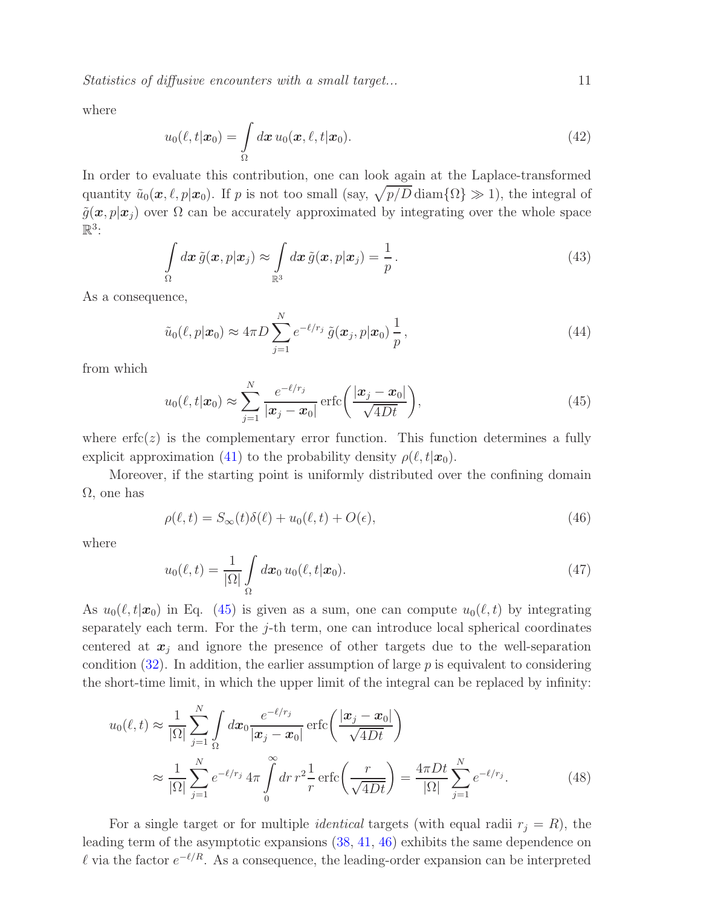where

$$u_0(\ell, t|\boldsymbol{x}_0) = \int\limits_\Omega d\boldsymbol{x}\, u_0(\boldsymbol{x}, \ell, t|\boldsymbol{x}_0). \tag{42}$$

In order to evaluate this contribution, one can look again at the Laplace-transformed quantity $\tilde{u}_0(\boldsymbol{x}, \ell, p|\boldsymbol{x}_0)$. If $p$ is not too small (say, $\sqrt{p/D}\,\mathrm{diam}\{\Omega\} \gg 1$), the integral of $\tilde{g}(\boldsymbol{x}, p|\boldsymbol{x}_j)$ over $\Omega$ can be accurately approximated by integrating over the whole space $\mathbb{R}^3$:

$$\int\limits_\Omega d\boldsymbol{x}\, \tilde{g}(\boldsymbol{x}, p|\boldsymbol{x}_j) \approx \int\limits_{\mathbb{R}^3} d\boldsymbol{x}\, \tilde{g}(\boldsymbol{x}, p|\boldsymbol{x}_j) = \frac{1}{p}\,. \tag{43}$$

As a consequence,

$$\tilde{u}_0(\ell, p|\boldsymbol{x}_0) \approx 4\pi D \sum_{j=1}^N e^{-\ell/r_j}\, \tilde{g}(\boldsymbol{x}_j, p|\boldsymbol{x}_0)\, \frac{1}{p}\,, \tag{44}$$

from which

$$u_0(\ell, t|\boldsymbol{x}_0) \approx \sum_{j=1}^N \frac{e^{-\ell/r_j}}{|\boldsymbol{x}_j - \boldsymbol{x}_0|}\, \mathrm{erfc}\biggl(\frac{|\boldsymbol{x}_j - \boldsymbol{x}_0|}{\sqrt{4Dt}}\biggr), \tag{45}$$

where $\mathrm{erfc}(z)$ is the complementary error function. This function determines a fully explicit approximation (41) to the probability density $\rho(\ell, t|\boldsymbol{x}_0)$.

Moreover, if the starting point is uniformly distributed over the confining domain $\Omega$, one has

$$\rho(\ell, t) = S_\infty(t)\delta(\ell) + u_0(\ell, t) + O(\epsilon), \tag{46}$$

where

$$u_0(\ell, t) = \frac{1}{|\Omega|} \int\limits_\Omega d\boldsymbol{x}_0\, u_0(\ell, t|\boldsymbol{x}_0). \tag{47}$$

As $u_0(\ell, t|\boldsymbol{x}_0)$ in Eq. (45) is given as a sum, one can compute $u_0(\ell, t)$ by integrating separately each term. For the $j$-th term, one can introduce local spherical coordinates centered at $\boldsymbol{x}_j$ and ignore the presence of other targets due to the well-separation condition (32). In addition, the earlier assumption of large $p$ is equivalent to considering the short-time limit, in which the upper limit of the integral can be replaced by infinity:

$$\begin{aligned} u_0(\ell, t) &\approx \frac{1}{|\Omega|} \sum_{j=1}^N \int\limits_\Omega d\boldsymbol{x}_0 \frac{e^{-\ell/r_j}}{|\boldsymbol{x}_j - \boldsymbol{x}_0|}\, \mathrm{erfc}\biggl(\frac{|\boldsymbol{x}_j - \boldsymbol{x}_0|}{\sqrt{4Dt}}\biggr) \\ &\approx \frac{1}{|\Omega|} \sum_{j=1}^N e^{-\ell/r_j}\, 4\pi \int\limits_0^\infty dr\, r^2 \frac{1}{r}\, \mathrm{erfc}\biggl(\frac{r}{\sqrt{4Dt}}\biggr) = \frac{4\pi D t}{|\Omega|} \sum_{j=1}^N e^{-\ell/r_j}. \end{aligned} \tag{48}$$

For a single target or for multiple *identical* targets (with equal radii $r_j = R$), the leading term of the asymptotic expansions (38, 41, 46) exhibits the same dependence on $\ell$ via the factor $e^{-\ell/R}$. As a consequence, the leading-order expansion can be interpreted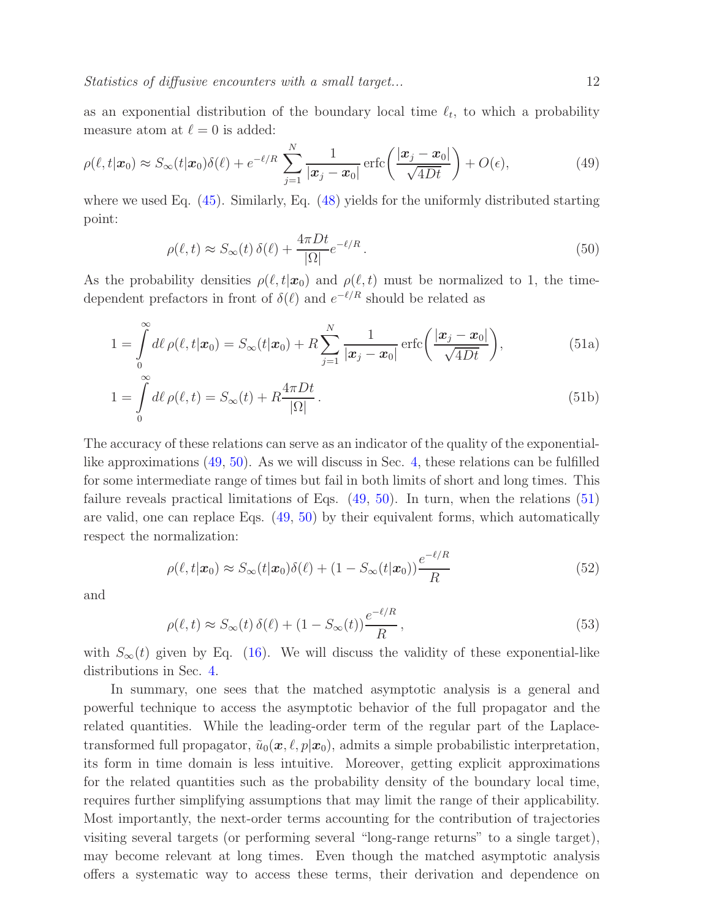as an exponential distribution of the boundary local time $\ell_t$, to which a probability measure atom at $\ell = 0$ is added:

$$\rho(\ell, t|\boldsymbol{x}_0) \approx S_\infty(t|\boldsymbol{x}_0)\delta(\ell) + e^{-\ell/R} \sum_{j=1}^{N} \frac{1}{|\boldsymbol{x}_j - \boldsymbol{x}_0|} \operatorname{erfc}\biggl(\frac{|\boldsymbol{x}_j - \boldsymbol{x}_0|}{\sqrt{4Dt}}\biggr) + O(\epsilon), \tag{49}$$

where we used Eq. (45). Similarly, Eq. (48) yields for the uniformly distributed starting point:

$$\rho(\ell, t) \approx S_\infty(t)\,\delta(\ell) + \frac{4\pi D t}{|\Omega|} e^{-\ell/R}\,. \tag{50}$$

As the probability densities $\rho(\ell, t|\boldsymbol{x}_0)$ and $\rho(\ell, t)$ must be normalized to 1, the time-dependent prefactors in front of $\delta(\ell)$ and $e^{-\ell/R}$ should be related as

$$1 = \int\limits_0^\infty d\ell\, \rho(\ell, t|\boldsymbol{x}_0) = S_\infty(t|\boldsymbol{x}_0) + R \sum_{j=1}^{N} \frac{1}{|\boldsymbol{x}_j - \boldsymbol{x}_0|} \operatorname{erfc}\biggl(\frac{|\boldsymbol{x}_j - \boldsymbol{x}_0|}{\sqrt{4Dt}}\biggr), \tag{51a}$$

$$1 = \int\limits_0^\infty d\ell\, \rho(\ell, t) = S_\infty(t) + R \frac{4\pi D t}{|\Omega|}\,. \tag{51b}$$

The accuracy of these relations can serve as an indicator of the quality of the exponential-like approximations (49, 50). As we will discuss in Sec. 4, these relations can be fulfilled for some intermediate range of times but fail in both limits of short and long times. This failure reveals practical limitations of Eqs. (49, 50). In turn, when the relations (51) are valid, one can replace Eqs. (49, 50) by their equivalent forms, which automatically respect the normalization:

$$\rho(\ell, t|\boldsymbol{x}_0) \approx S_\infty(t|\boldsymbol{x}_0)\delta(\ell) + (1 - S_\infty(t|\boldsymbol{x}_0)) \frac{e^{-\ell/R}}{R} \tag{52}$$

and

$$\rho(\ell, t) \approx S_\infty(t)\,\delta(\ell) + (1 - S_\infty(t)) \frac{e^{-\ell/R}}{R}\,, \tag{53}$$

with $S_\infty(t)$ given by Eq. (16). We will discuss the validity of these exponential-like distributions in Sec. 4.

In summary, one sees that the matched asymptotic analysis is a general and powerful technique to access the asymptotic behavior of the full propagator and the related quantities. While the leading-order term of the regular part of the Laplace-transformed full propagator, $\tilde{u}_0(\boldsymbol{x}, \ell, p|\boldsymbol{x}_0)$, admits a simple probabilistic interpretation, its form in time domain is less intuitive. Moreover, getting explicit approximations for the related quantities such as the probability density of the boundary local time, requires further simplifying assumptions that may limit the range of their applicability. Most importantly, the next-order terms accounting for the contribution of trajectories visiting several targets (or performing several "long-range returns" to a single target), may become relevant at long times. Even though the matched asymptotic analysis offers a systematic way to access these terms, their derivation and dependence on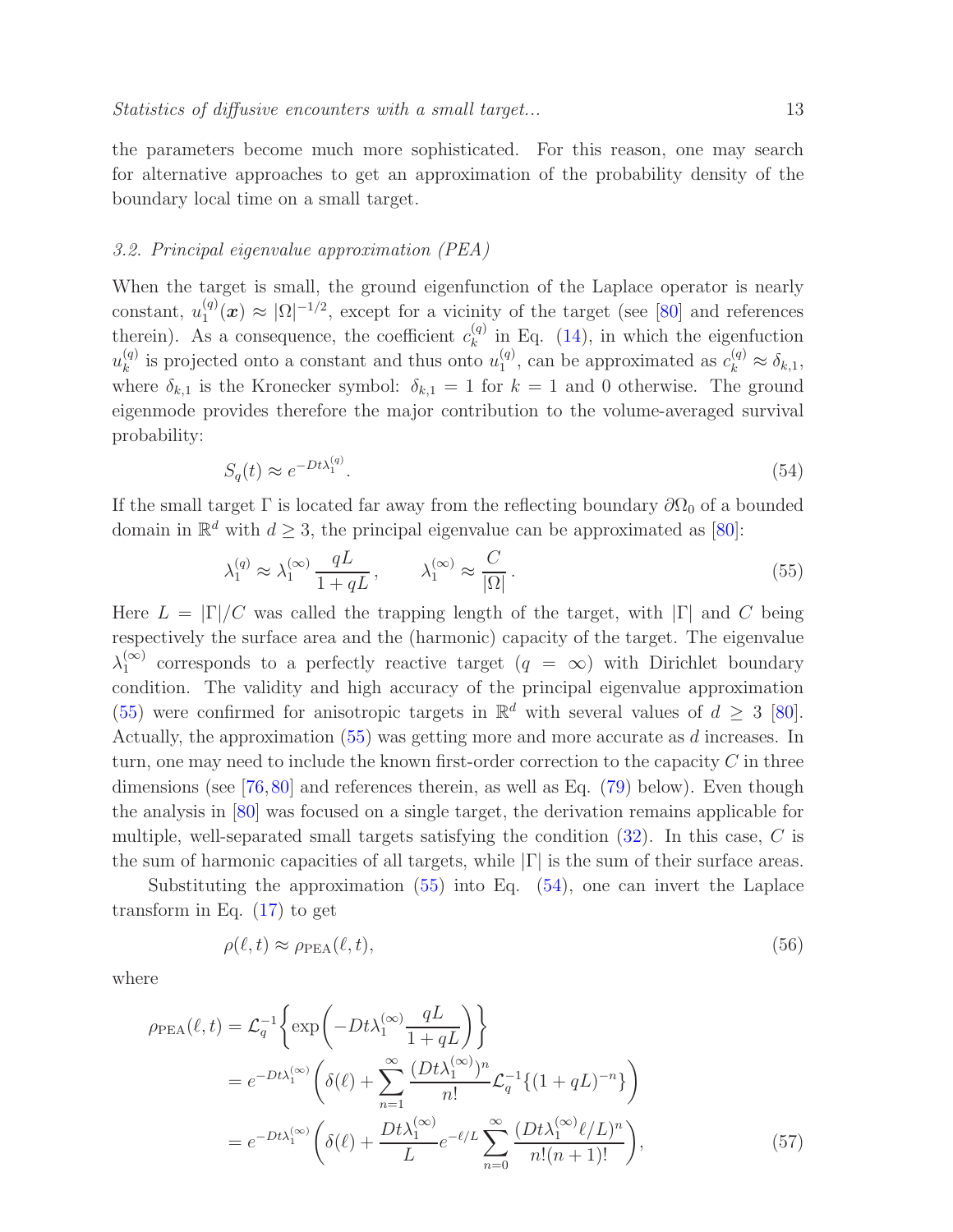the parameters become much more sophisticated. For this reason, one may search for alternative approaches to get an approximation of the probability density of the boundary local time on a small target.

### 3.2. Principal eigenvalue approximation (PEA)

When the target is small, the ground eigenfunction of the Laplace operator is nearly constant, $u_1^{(q)}(\boldsymbol{x}) \approx |\Omega|^{-1/2}$, except for a vicinity of the target (see [80] and references therein). As a consequence, the coefficient $c_k^{(q)}$ in Eq. (14), in which the eigenfuction $u_k^{(q)}$ is projected onto a constant and thus onto $u_1^{(q)}$, can be approximated as $c_k^{(q)} \approx \delta_{k,1}$, where $\delta_{k,1}$ is the Kronecker symbol: $\delta_{k,1} = 1$ for $k = 1$ and 0 otherwise. The ground eigenmode provides therefore the major contribution to the volume-averaged survival probability:

$$S_q(t) \approx e^{-Dt\lambda_1^{(q)}}. \tag{54}$$

If the small target $\Gamma$ is located far away from the reflecting boundary $\partial\Omega_0$ of a bounded domain in $\mathbb{R}^d$ with $d \geq 3$, the principal eigenvalue can be approximated as [80]:

$$\lambda_1^{(q)} \approx \lambda_1^{(\infty)} \frac{qL}{1+qL}, \qquad \lambda_1^{(\infty)} \approx \frac{C}{|\Omega|}. \tag{55}$$

Here $L = |\Gamma|/C$ was called the trapping length of the target, with $|\Gamma|$ and $C$ being respectively the surface area and the (harmonic) capacity of the target. The eigenvalue $\lambda_1^{(\infty)}$ corresponds to a perfectly reactive target ($q = \infty$) with Dirichlet boundary condition. The validity and high accuracy of the principal eigenvalue approximation (55) were confirmed for anisotropic targets in $\mathbb{R}^d$ with several values of $d \geq 3$ [80]. Actually, the approximation (55) was getting more and more accurate as $d$ increases. In turn, one may need to include the known first-order correction to the capacity $C$ in three dimensions (see [76, 80] and references therein, as well as Eq. (79) below). Even though the analysis in [80] was focused on a single target, the derivation remains applicable for multiple, well-separated small targets satisfying the condition (32). In this case, $C$ is the sum of harmonic capacities of all targets, while $|\Gamma|$ is the sum of their surface areas.

Substituting the approximation (55) into Eq. (54), one can invert the Laplace transform in Eq. (17) to get

$$\rho(\ell, t) \approx \rho_{\mathrm{PEA}}(\ell, t), \tag{56}$$

where

$$\begin{aligned}
\rho_{\mathrm{PEA}}(\ell, t) &= \mathcal{L}_q^{-1}\biggl\{\exp\biggl(-Dt\lambda_1^{(\infty)}\frac{qL}{1+qL}\biggr)\biggr\} \\
&= e^{-Dt\lambda_1^{(\infty)}}\biggl(\delta(\ell) + \sum_{n=1}^{\infty} \frac{(Dt\lambda_1^{(\infty)})^n}{n!} \mathcal{L}_q^{-1}\{(1+qL)^{-n}\}\biggr) \\
&= e^{-Dt\lambda_1^{(\infty)}}\biggl(\delta(\ell) + \frac{Dt\lambda_1^{(\infty)}}{L} e^{-\ell/L} \sum_{n=0}^{\infty} \frac{(Dt\lambda_1^{(\infty)}\ell/L)^n}{n!(n+1)!}\biggr),
\end{aligned} \tag{57}$$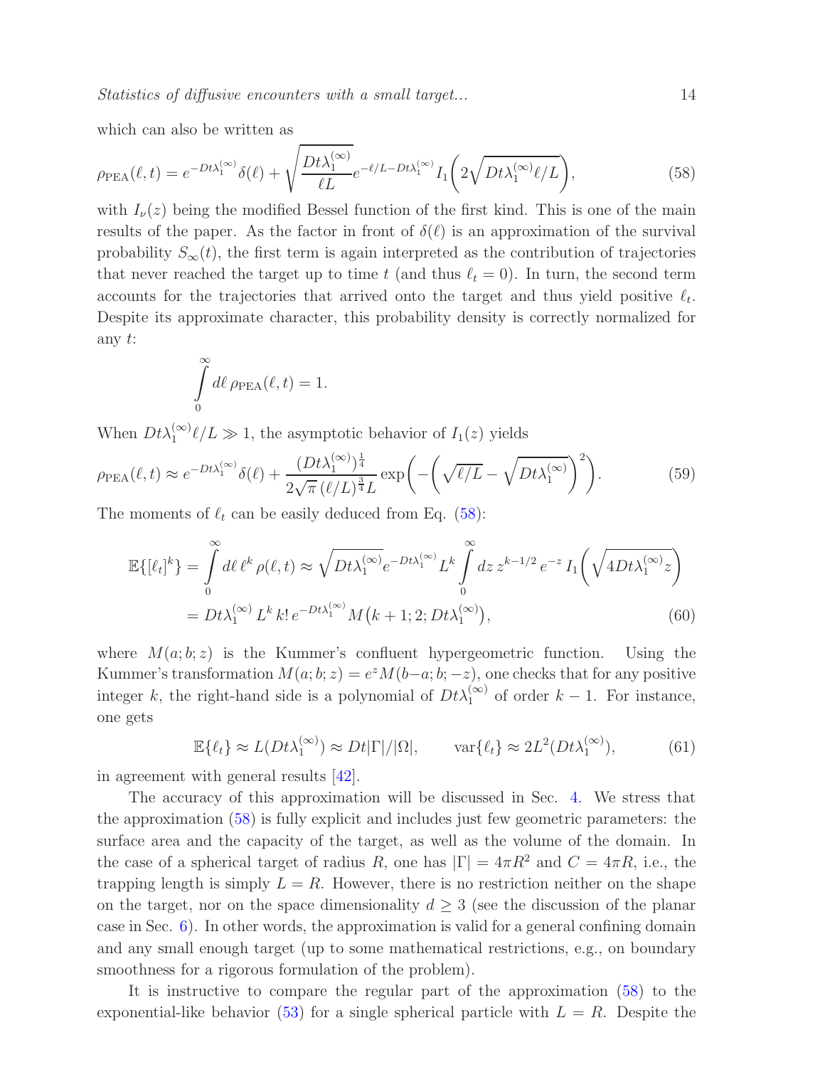which can also be written as

$$\rho_{\rm PEA}(\ell,t) = e^{-Dt\lambda_1^{(\infty)}}\delta(\ell) + \sqrt{\frac{Dt\lambda_1^{(\infty)}}{\ell L}} e^{-\ell/L - Dt\lambda_1^{(\infty)}} I_1\biggl(2\sqrt{Dt\lambda_1^{(\infty)}\ell/L}\biggr), \tag{58}$$

with $I_\nu(z)$ being the modified Bessel function of the first kind. This is one of the main results of the paper. As the factor in front of $\delta(\ell)$ is an approximation of the survival probability $S_\infty(t)$, the first term is again interpreted as the contribution of trajectories that never reached the target up to time $t$ (and thus $\ell_t = 0$). In turn, the second term accounts for the trajectories that arrived onto the target and thus yield positive $\ell_t$. Despite its approximate character, this probability density is correctly normalized for any $t$:

$$\int\limits_0^\infty d\ell\, \rho_{\rm PEA}(\ell,t) = 1.$$

When $Dt\lambda_1^{(\infty)}\ell/L \gg 1$, the asymptotic behavior of $I_1(z)$ yields

$$\rho_{\rm PEA}(\ell,t) \approx e^{-Dt\lambda_1^{(\infty)}}\delta(\ell) + \frac{(Dt\lambda_1^{(\infty)})^{\frac14}}{2\sqrt{\pi}\,(\ell/L)^{\frac34} L} \exp\biggl(-\biggl(\sqrt{\ell/L} - \sqrt{Dt\lambda_1^{(\infty)}}\biggr)^2\biggr). \tag{59}$$

The moments of $\ell_t$ can be easily deduced from Eq. (58):

$$\begin{aligned}
\mathbb{E}\{[\ell_t]^k\} &= \int\limits_0^\infty d\ell\, \ell^k\, \rho(\ell,t) \approx \sqrt{Dt\lambda_1^{(\infty)}} e^{-Dt\lambda_1^{(\infty)}} L^k \int\limits_0^\infty dz\, z^{k-1/2}\, e^{-z}\, I_1\biggl(\sqrt{4Dt\lambda_1^{(\infty)} z}\biggr) \\
&= Dt\lambda_1^{(\infty)}\, L^k\, k!\, e^{-Dt\lambda_1^{(\infty)}} M\bigl(k+1; 2; Dt\lambda_1^{(\infty)}\bigr),
\end{aligned} \tag{60}$$

where $M(a;b;z)$ is the Kummer's confluent hypergeometric function. Using the Kummer's transformation $M(a;b;z) = e^z M(b-a;b;-z)$, one checks that for any positive integer $k$, the right-hand side is a polynomial of $Dt\lambda_1^{(\infty)}$ of order $k-1$. For instance, one gets

$$\mathbb{E}\{\ell_t\} \approx L(Dt\lambda_1^{(\infty)}) \approx Dt|\Gamma|/|\Omega|, \qquad \mathrm{var}\{\ell_t\} \approx 2L^2(Dt\lambda_1^{(\infty)}), \tag{61}$$

in agreement with general results [42].

The accuracy of this approximation will be discussed in Sec. 4. We stress that the approximation (58) is fully explicit and includes just few geometric parameters: the surface area and the capacity of the target, as well as the volume of the domain. In the case of a spherical target of radius $R$, one has $|\Gamma| = 4\pi R^2$ and $C = 4\pi R$, i.e., the trapping length is simply $L = R$. However, there is no restriction neither on the shape on the target, nor on the space dimensionality $d \geq 3$ (see the discussion of the planar case in Sec. 6). In other words, the approximation is valid for a general confining domain and any small enough target (up to some mathematical restrictions, e.g., on boundary smoothness for a rigorous formulation of the problem).

It is instructive to compare the regular part of the approximation (58) to the exponential-like behavior (53) for a single spherical particle with $L = R$. Despite the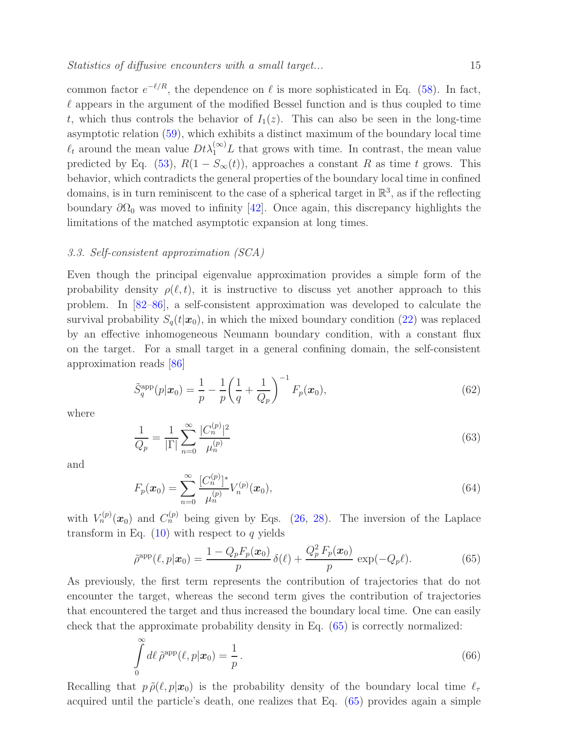common factor $e^{-\ell/R}$, the dependence on $\ell$ is more sophisticated in Eq. (58). In fact, $\ell$ appears in the argument of the modified Bessel function and is thus coupled to time $t$, which thus controls the behavior of $I_1(z)$. This can also be seen in the long-time asymptotic relation (59), which exhibits a distinct maximum of the boundary local time $\ell_t$ around the mean value $Dt\lambda_1^{(\infty)}L$ that grows with time. In contrast, the mean value predicted by Eq. (53), $R(1 - S_\infty(t))$, approaches a constant $R$ as time $t$ grows. This behavior, which contradicts the general properties of the boundary local time in confined domains, is in turn reminiscent to the case of a spherical target in $\mathbb{R}^3$, as if the reflecting boundary $\partial\Omega_0$ was moved to infinity [42]. Once again, this discrepancy highlights the limitations of the matched asymptotic expansion at long times.

### 3.3. Self-consistent approximation (SCA)

Even though the principal eigenvalue approximation provides a simple form of the probability density $\rho(\ell, t)$, it is instructive to discuss yet another approach to this problem. In [82–86], a self-consistent approximation was developed to calculate the survival probability $S_q(t|\boldsymbol{x}_0)$, in which the mixed boundary condition (22) was replaced by an effective inhomogeneous Neumann boundary condition, with a constant flux on the target. For a small target in a general confining domain, the self-consistent approximation reads [86]

$$\tilde{S}_q^{\rm app}(p|\boldsymbol{x}_0) = \frac{1}{p} - \frac{1}{p}\left(\frac{1}{q} + \frac{1}{Q_p}\right)^{-1} F_p(\boldsymbol{x}_0), \tag{62}$$

where

$$\frac{1}{Q_p} = \frac{1}{|\Gamma|}\sum_{n=0}^{\infty} \frac{|C_n^{(p)}|^2}{\mu_n^{(p)}} \tag{63}$$

and

$$F_p(\boldsymbol{x}_0) = \sum_{n=0}^{\infty} \frac{[C_n^{(p)}]^*}{\mu_n^{(p)}} V_n^{(p)}(\boldsymbol{x}_0), \tag{64}$$

with $V_n^{(p)}(\boldsymbol{x}_0)$ and $C_n^{(p)}$ being given by Eqs. (26, 28). The inversion of the Laplace transform in Eq. (10) with respect to $q$ yields

$$\tilde{\rho}^{\rm app}(\ell, p|\boldsymbol{x}_0) = \frac{1 - Q_p F_p(\boldsymbol{x}_0)}{p}\,\delta(\ell) + \frac{Q_p^2\,F_p(\boldsymbol{x}_0)}{p}\,\exp(-Q_p\ell). \tag{65}$$

As previously, the first term represents the contribution of trajectories that do not encounter the target, whereas the second term gives the contribution of trajectories that encountered the target and thus increased the boundary local time. One can easily check that the approximate probability density in Eq. (65) is correctly normalized:

$$\int\limits_0^\infty d\ell\,\tilde{\rho}^{\rm app}(\ell, p|\boldsymbol{x}_0) = \frac{1}{p}\,. \tag{66}$$

Recalling that $p\,\tilde{\rho}(\ell, p|\boldsymbol{x}_0)$ is the probability density of the boundary local time $\ell_\tau$ acquired until the particle's death, one realizes that Eq. (65) provides again a simple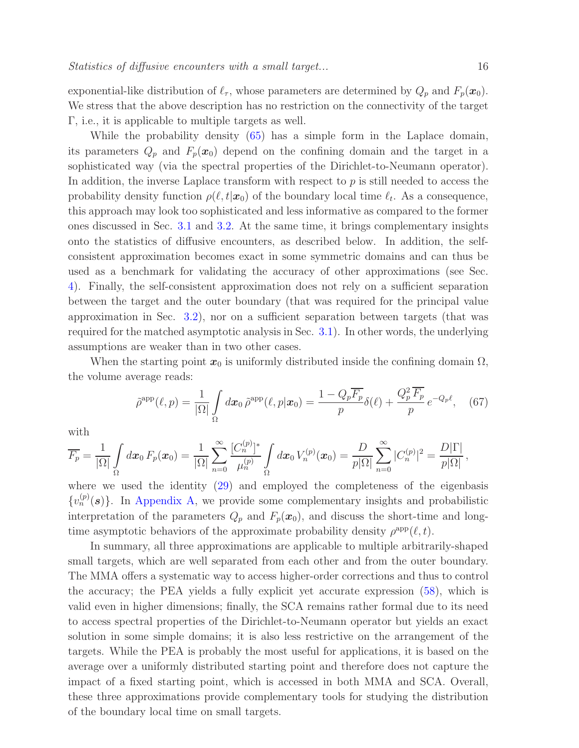exponential-like distribution of $\ell_\tau$, whose parameters are determined by $Q_p$ and $F_p(\boldsymbol{x}_0)$. We stress that the above description has no restriction on the connectivity of the target $\Gamma$, i.e., it is applicable to multiple targets as well.

While the probability density (65) has a simple form in the Laplace domain, its parameters $Q_p$ and $F_p(\boldsymbol{x}_0)$ depend on the confining domain and the target in a sophisticated way (via the spectral properties of the Dirichlet-to-Neumann operator). In addition, the inverse Laplace transform with respect to $p$ is still needed to access the probability density function $\rho(\ell, t|\boldsymbol{x}_0)$ of the boundary local time $\ell_t$. As a consequence, this approach may look too sophisticated and less informative as compared to the former ones discussed in Sec. 3.1 and 3.2. At the same time, it brings complementary insights onto the statistics of diffusive encounters, as described below. In addition, the self-consistent approximation becomes exact in some symmetric domains and can thus be used as a benchmark for validating the accuracy of other approximations (see Sec. 4). Finally, the self-consistent approximation does not rely on a sufficient separation between the target and the outer boundary (that was required for the principal value approximation in Sec. 3.2), nor on a sufficient separation between targets (that was required for the matched asymptotic analysis in Sec. 3.1). In other words, the underlying assumptions are weaker than in two other cases.

When the starting point $\boldsymbol{x}_0$ is uniformly distributed inside the confining domain $\Omega$, the volume average reads:

$$\tilde{\rho}^{\rm app}(\ell, p) = \frac{1}{|\Omega|} \int\limits_{\Omega} d\boldsymbol{x}_0 \, \tilde{\rho}^{\rm app}(\ell, p|\boldsymbol{x}_0) = \frac{1 - Q_p \overline{F_p}}{p} \delta(\ell) + \frac{Q_p^2 \, \overline{F_p}}{p} \, e^{-Q_p \ell}, \quad (67)$$

with

$$\overline{F_p} = \frac{1}{|\Omega|} \int\limits_{\Omega} d\boldsymbol{x}_0 \, F_p(\boldsymbol{x}_0) = \frac{1}{|\Omega|} \sum_{n=0}^{\infty} \frac{[C_n^{(p)}]^*}{\mu_n^{(p)}} \int\limits_{\Omega} d\boldsymbol{x}_0 \, V_n^{(p)}(\boldsymbol{x}_0) = \frac{D}{p|\Omega|} \sum_{n=0}^{\infty} |C_n^{(p)}|^2 = \frac{D|\Gamma|}{p|\Omega|} \,,$$

where we used the identity (29) and employed the completeness of the eigenbasis $\{v_n^{(p)}(\boldsymbol{s})\}$. In Appendix A, we provide some complementary insights and probabilistic interpretation of the parameters $Q_p$ and $F_p(\boldsymbol{x}_0)$, and discuss the short-time and long-time asymptotic behaviors of the approximate probability density $\rho^{\rm app}(\ell, t)$.

In summary, all three approximations are applicable to multiple arbitrarily-shaped small targets, which are well separated from each other and from the outer boundary. The MMA offers a systematic way to access higher-order corrections and thus to control the accuracy; the PEA yields a fully explicit yet accurate expression (58), which is valid even in higher dimensions; finally, the SCA remains rather formal due to its need to access spectral properties of the Dirichlet-to-Neumann operator but yields an exact solution in some simple domains; it is also less restrictive on the arrangement of the targets. While the PEA is probably the most useful for applications, it is based on the average over a uniformly distributed starting point and therefore does not capture the impact of a fixed starting point, which is accessed in both MMA and SCA. Overall, these three approximations provide complementary tools for studying the distribution of the boundary local time on small targets.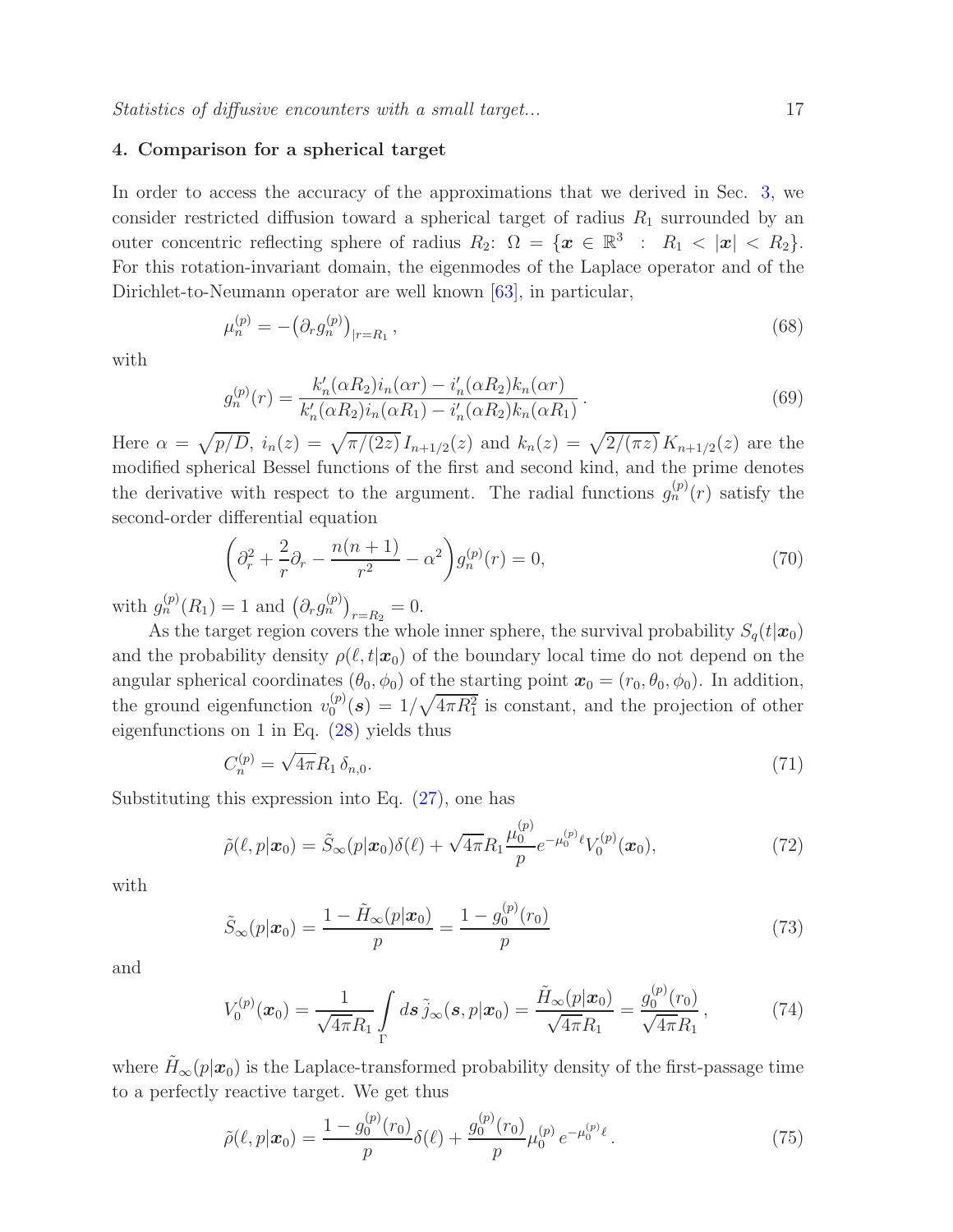## 4. Comparison for a spherical target

In order to access the accuracy of the approximations that we derived in Sec. 3, we consider restricted diffusion toward a spherical target of radius $R_1$ surrounded by an outer concentric reflecting sphere of radius $R_2$: $\Omega = \{\boldsymbol{x} \in \mathbb{R}^3 \ : \ R_1 < |\boldsymbol{x}| < R_2\}$. For this rotation-invariant domain, the eigenmodes of the Laplace operator and of the Dirichlet-to-Neumann operator are well known [63], in particular,

$$\mu_n^{(p)} = -\big(\partial_r g_n^{(p)}\big)_{|r=R_1}\,, \tag{68}$$

with

$$g_n^{(p)}(r) = \frac{k_n'(\alpha R_2) i_n(\alpha r) - i_n'(\alpha R_2) k_n(\alpha r)}{k_n'(\alpha R_2) i_n(\alpha R_1) - i_n'(\alpha R_2) k_n(\alpha R_1)}\,. \tag{69}$$

Here $\alpha = \sqrt{p/D}$, $i_n(z) = \sqrt{\pi/(2z)}\, I_{n+1/2}(z)$ and $k_n(z) = \sqrt{2/(\pi z)}\, K_{n+1/2}(z)$ are the modified spherical Bessel functions of the first and second kind, and the prime denotes the derivative with respect to the argument. The radial functions $g_n^{(p)}(r)$ satisfy the second-order differential equation

$$\left(\partial_r^2 + \frac{2}{r}\partial_r - \frac{n(n+1)}{r^2} - \alpha^2\right) g_n^{(p)}(r) = 0, \tag{70}$$

with $g_n^{(p)}(R_1) = 1$ and $\big(\partial_r g_n^{(p)}\big)_{r=R_2} = 0$.

As the target region covers the whole inner sphere, the survival probability $S_q(t|\boldsymbol{x}_0)$ and the probability density $\rho(\ell, t|\boldsymbol{x}_0)$ of the boundary local time do not depend on the angular spherical coordinates $(\theta_0, \phi_0)$ of the starting point $\boldsymbol{x}_0 = (r_0, \theta_0, \phi_0)$. In addition, the ground eigenfunction $v_0^{(p)}(\boldsymbol{s}) = 1/\sqrt{4\pi R_1^2}$ is constant, and the projection of other eigenfunctions on 1 in Eq. (28) yields thus

$$C_n^{(p)} = \sqrt{4\pi} R_1\, \delta_{n,0}. \tag{71}$$

Substituting this expression into Eq. (27), one has

$$\tilde{\rho}(\ell, p|\boldsymbol{x}_0) = \tilde{S}_\infty(p|\boldsymbol{x}_0)\delta(\ell) + \sqrt{4\pi} R_1 \frac{\mu_0^{(p)}}{p} e^{-\mu_0^{(p)}\ell} V_0^{(p)}(\boldsymbol{x}_0), \tag{72}$$

with

$$\tilde{S}_\infty(p|\boldsymbol{x}_0) = \frac{1 - \tilde{H}_\infty(p|\boldsymbol{x}_0)}{p} = \frac{1 - g_0^{(p)}(r_0)}{p} \tag{73}$$

and

$$V_0^{(p)}(\boldsymbol{x}_0) = \frac{1}{\sqrt{4\pi} R_1} \int\limits_{\Gamma} d\boldsymbol{s}\, \tilde{j}_\infty(\boldsymbol{s}, p|\boldsymbol{x}_0) = \frac{\tilde{H}_\infty(p|\boldsymbol{x}_0)}{\sqrt{4\pi} R_1} = \frac{g_0^{(p)}(r_0)}{\sqrt{4\pi} R_1}\,, \tag{74}$$

where $\tilde{H}_\infty(p|\boldsymbol{x}_0)$ is the Laplace-transformed probability density of the first-passage time to a perfectly reactive target. We get thus

$$\tilde{\rho}(\ell, p|\boldsymbol{x}_0) = \frac{1 - g_0^{(p)}(r_0)}{p}\delta(\ell) + \frac{g_0^{(p)}(r_0)}{p} \mu_0^{(p)}\, e^{-\mu_0^{(p)}\ell}\,. \tag{75}$$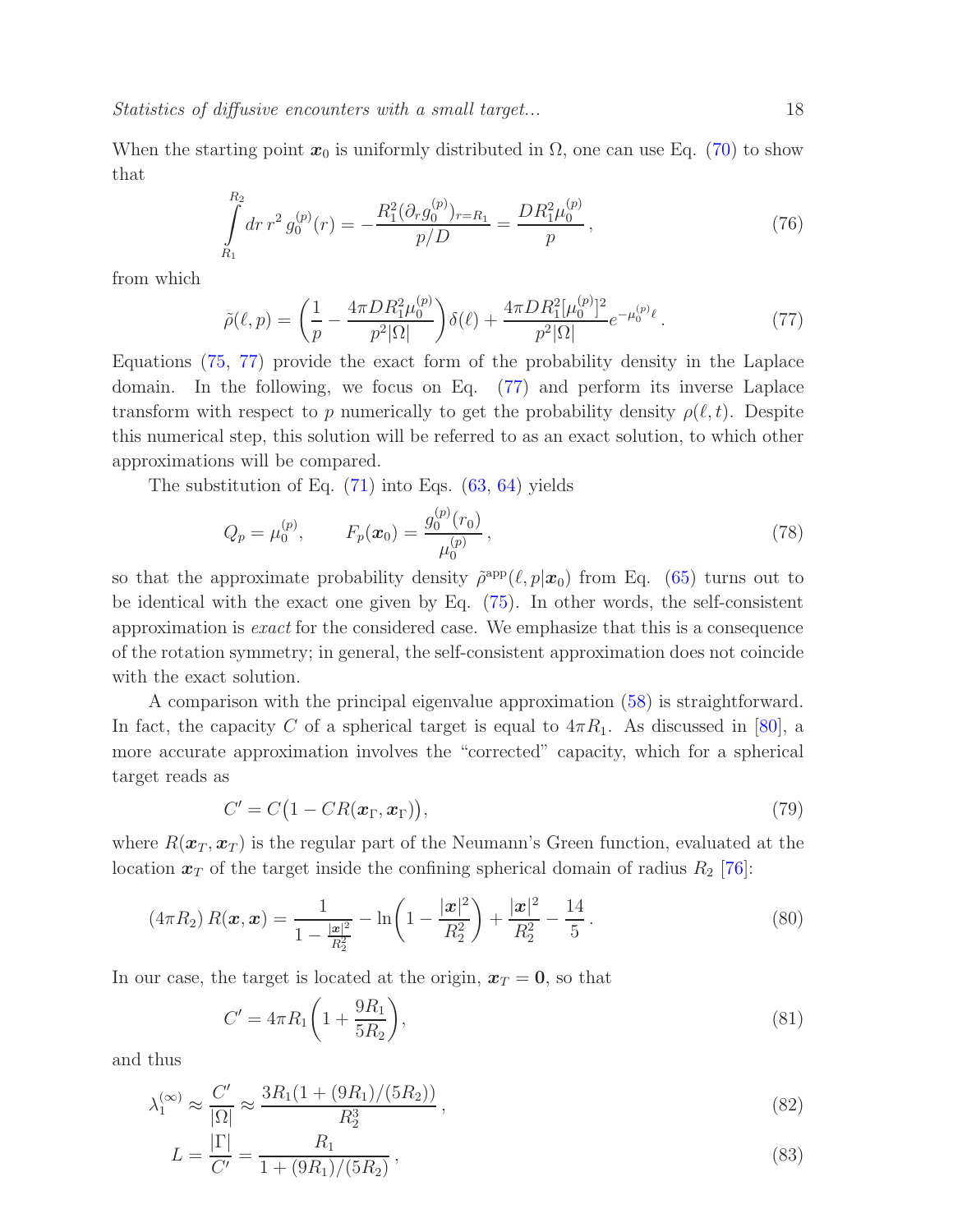When the starting point $\boldsymbol{x}_0$ is uniformly distributed in $\Omega$, one can use Eq. (70) to show that

$$\int\limits_{R_1}^{R_2} dr\, r^2\, g_0^{(p)}(r) = -\frac{R_1^2 (\partial_r g_0^{(p)})_{r=R_1}}{p/D} = \frac{D R_1^2 \mu_0^{(p)}}{p}\,, \tag{76}$$

from which

$$\tilde{\rho}(\ell, p) = \left(\frac{1}{p} - \frac{4\pi D R_1^2 \mu_0^{(p)}}{p^2 |\Omega|}\right)\delta(\ell) + \frac{4\pi D R_1^2 [\mu_0^{(p)}]^2}{p^2 |\Omega|} e^{-\mu_0^{(p)}\ell}\,. \tag{77}$$

Equations (75, 77) provide the exact form of the probability density in the Laplace domain. In the following, we focus on Eq. (77) and perform its inverse Laplace transform with respect to $p$ numerically to get the probability density $\rho(\ell, t)$. Despite this numerical step, this solution will be referred to as an exact solution, to which other approximations will be compared.

The substitution of Eq. (71) into Eqs. (63, 64) yields

$$Q_p = \mu_0^{(p)}, \qquad F_p(\boldsymbol{x}_0) = \frac{g_0^{(p)}(r_0)}{\mu_0^{(p)}}\,, \tag{78}$$

so that the approximate probability density $\tilde{\rho}^{\rm app}(\ell, p|\boldsymbol{x}_0)$ from Eq. (65) turns out to be identical with the exact one given by Eq. (75). In other words, the self-consistent approximation is *exact* for the considered case. We emphasize that this is a consequence of the rotation symmetry; in general, the self-consistent approximation does not coincide with the exact solution.

A comparison with the principal eigenvalue approximation (58) is straightforward. In fact, the capacity $C$ of a spherical target is equal to $4\pi R_1$. As discussed in [80], a more accurate approximation involves the "corrected" capacity, which for a spherical target reads as

$$C' = C\big(1 - C R(\boldsymbol{x}_\Gamma, \boldsymbol{x}_\Gamma)\big), \tag{79}$$

where $R(\boldsymbol{x}_T, \boldsymbol{x}_T)$ is the regular part of the Neumann's Green function, evaluated at the location $\boldsymbol{x}_T$ of the target inside the confining spherical domain of radius $R_2$ [76]:

$$(4\pi R_2)\, R(\boldsymbol{x}, \boldsymbol{x}) = \frac{1}{1 - \frac{|\boldsymbol{x}|^2}{R_2^2}} - \ln\!\left(1 - \frac{|\boldsymbol{x}|^2}{R_2^2}\right) + \frac{|\boldsymbol{x}|^2}{R_2^2} - \frac{14}{5}\,. \tag{80}$$

In our case, the target is located at the origin, $\boldsymbol{x}_T = \boldsymbol{0}$, so that

$$C' = 4\pi R_1 \left(1 + \frac{9R_1}{5R_2}\right), \tag{81}$$

and thus

$$\lambda_1^{(\infty)} \approx \frac{C'}{|\Omega|} \approx \frac{3R_1(1 + (9R_1)/(5R_2))}{R_2^3}\,, \tag{82}$$

$$L = \frac{|\Gamma|}{C'} = \frac{R_1}{1 + (9R_1)/(5R_2)}\,, \tag{83}$$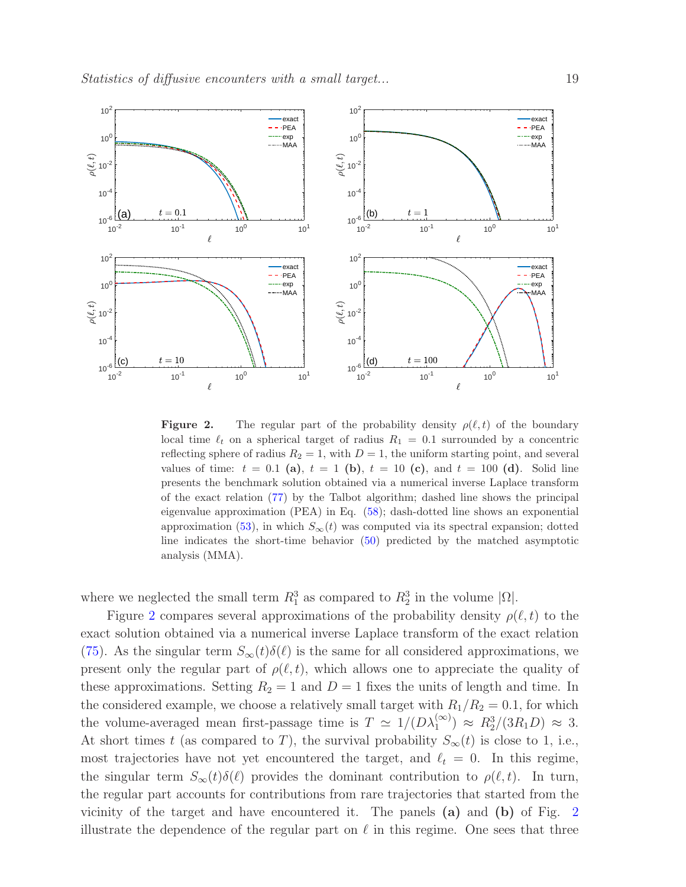**Figure 2.** The regular part of the probability density $\rho(\ell, t)$ of the boundary local time $\ell_t$ on a spherical target of radius $R_1 = 0.1$ surrounded by a concentric reflecting sphere of radius $R_2 = 1$, with $D = 1$, the uniform starting point, and several values of time: $t = 0.1$ **(a)**, $t = 1$ **(b)**, $t = 10$ **(c)**, and $t = 100$ **(d)**. Solid line presents the benchmark solution obtained via a numerical inverse Laplace transform of the exact relation (77) by the Talbot algorithm; dashed line shows the principal eigenvalue approximation (PEA) in Eq. (58); dash-dotted line shows an exponential approximation (53), in which $S_\infty(t)$ was computed via its spectral expansion; dotted line indicates the short-time behavior (50) predicted by the matched asymptotic analysis (MMA).

where we neglected the small term $R_1^3$ as compared to $R_2^3$ in the volume $|\Omega|$.

Figure 2 compares several approximations of the probability density $\rho(\ell, t)$ to the exact solution obtained via a numerical inverse Laplace transform of the exact relation (75). As the singular term $S_\infty(t)\delta(\ell)$ is the same for all considered approximations, we present only the regular part of $\rho(\ell, t)$, which allows one to appreciate the quality of these approximations. Setting $R_2 = 1$ and $D = 1$ fixes the units of length and time. In the considered example, we choose a relatively small target with $R_1/R_2 = 0.1$, for which the volume-averaged mean first-passage time is $T \simeq 1/(D\lambda_1^{(\infty)}) \approx R_2^3/(3R_1 D) \approx 3$. At short times $t$ (as compared to $T$), the survival probability $S_\infty(t)$ is close to 1, i.e., most trajectories have not yet encountered the target, and $\ell_t = 0$. In this regime, the singular term $S_\infty(t)\delta(\ell)$ provides the dominant contribution to $\rho(\ell, t)$. In turn, the regular part accounts for contributions from rare trajectories that started from the vicinity of the target and have encountered it. The panels **(a)** and **(b)** of Fig. 2 illustrate the dependence of the regular part on $\ell$ in this regime. One sees that three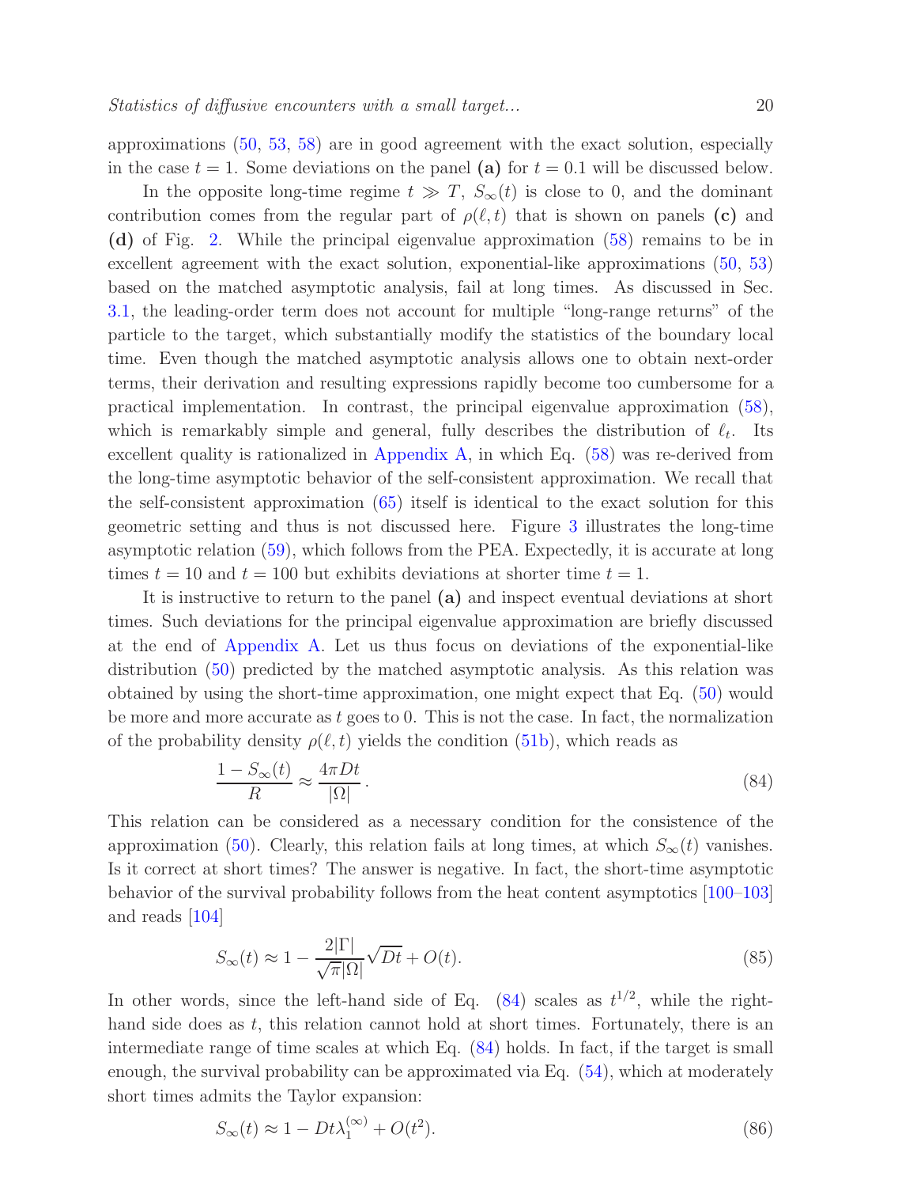approximations (50, 53, 58) are in good agreement with the exact solution, especially in the case $t = 1$. Some deviations on the panel **(a)** for $t = 0.1$ will be discussed below.

In the opposite long-time regime $t \gg T$, $S_\infty(t)$ is close to 0, and the dominant contribution comes from the regular part of $\rho(\ell, t)$ that is shown on panels **(c)** and **(d)** of Fig. 2. While the principal eigenvalue approximation (58) remains to be in excellent agreement with the exact solution, exponential-like approximations (50, 53) based on the matched asymptotic analysis, fail at long times. As discussed in Sec. 3.1, the leading-order term does not account for multiple "long-range returns" of the particle to the target, which substantially modify the statistics of the boundary local time. Even though the matched asymptotic analysis allows one to obtain next-order terms, their derivation and resulting expressions rapidly become too cumbersome for a practical implementation. In contrast, the principal eigenvalue approximation (58), which is remarkably simple and general, fully describes the distribution of $\ell_t$. Its excellent quality is rationalized in Appendix A, in which Eq. (58) was re-derived from the long-time asymptotic behavior of the self-consistent approximation. We recall that the self-consistent approximation (65) itself is identical to the exact solution for this geometric setting and thus is not discussed here. Figure 3 illustrates the long-time asymptotic relation (59), which follows from the PEA. Expectedly, it is accurate at long times $t = 10$ and $t = 100$ but exhibits deviations at shorter time $t = 1$.

It is instructive to return to the panel **(a)** and inspect eventual deviations at short times. Such deviations for the principal eigenvalue approximation are briefly discussed at the end of Appendix A. Let us thus focus on deviations of the exponential-like distribution (50) predicted by the matched asymptotic analysis. As this relation was obtained by using the short-time approximation, one might expect that Eq. (50) would be more and more accurate as $t$ goes to 0. This is not the case. In fact, the normalization of the probability density $\rho(\ell, t)$ yields the condition (51b), which reads as

$$\frac{1 - S_\infty(t)}{R} \approx \frac{4\pi D t}{|\Omega|}\,. \tag{84}$$

This relation can be considered as a necessary condition for the consistence of the approximation (50). Clearly, this relation fails at long times, at which $S_\infty(t)$ vanishes. Is it correct at short times? The answer is negative. In fact, the short-time asymptotic behavior of the survival probability follows from the heat content asymptotics [100–103] and reads [104]

$$S_\infty(t) \approx 1 - \frac{2|\Gamma|}{\sqrt{\pi}|\Omega|}\sqrt{Dt} + O(t). \tag{85}$$

In other words, since the left-hand side of Eq. (84) scales as $t^{1/2}$, while the right-hand side does as $t$, this relation cannot hold at short times. Fortunately, there is an intermediate range of time scales at which Eq. (84) holds. In fact, if the target is small enough, the survival probability can be approximated via Eq. (54), which at moderately short times admits the Taylor expansion:

$$S_\infty(t) \approx 1 - Dt\lambda_1^{(\infty)} + O(t^2). \tag{86}$$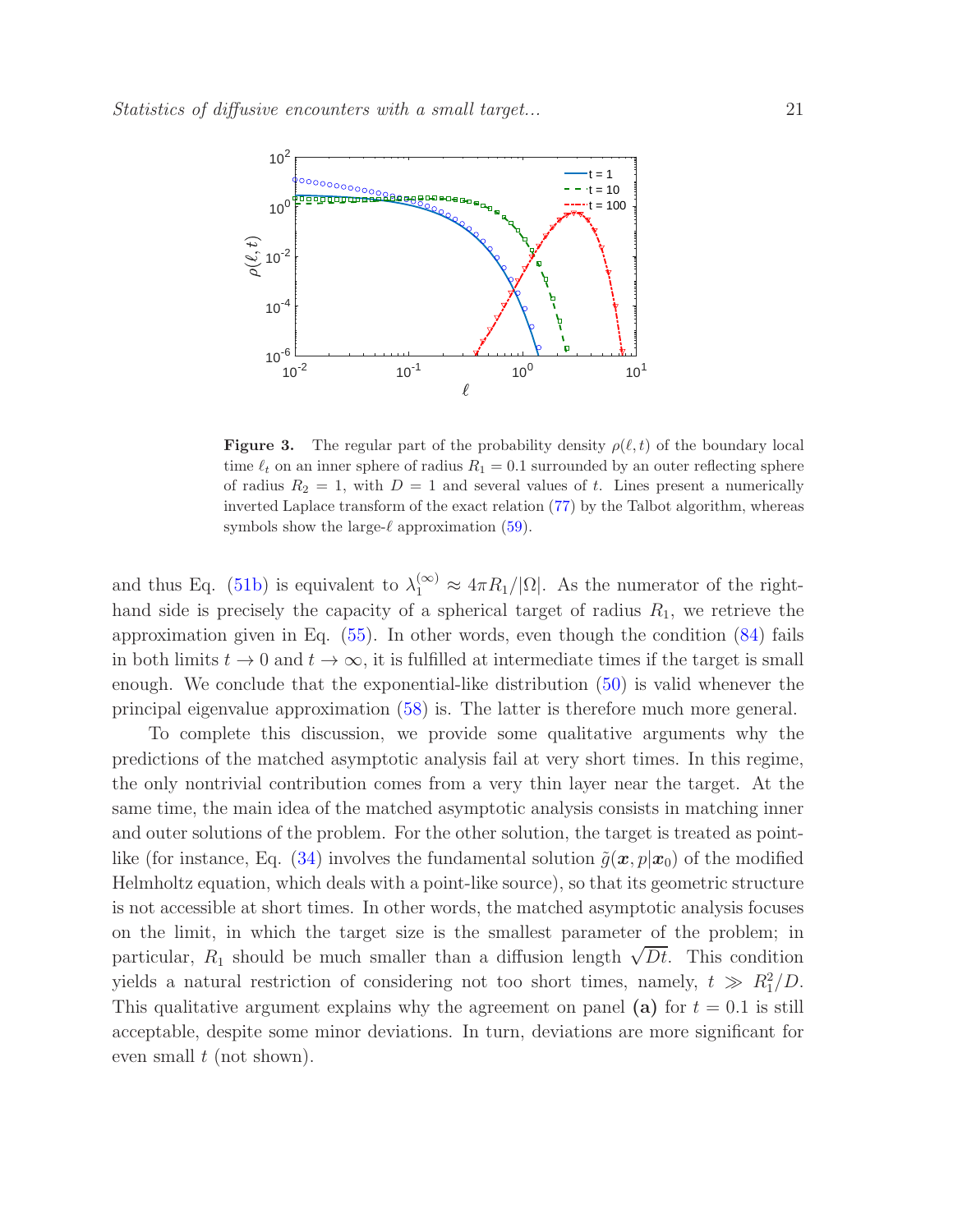**Figure 3.** The regular part of the probability density $\rho(\ell,t)$ of the boundary local time $\ell_t$ on an inner sphere of radius $R_1 = 0.1$ surrounded by an outer reflecting sphere of radius $R_2 = 1$, with $D = 1$ and several values of $t$. Lines present a numerically inverted Laplace transform of the exact relation (77) by the Talbot algorithm, whereas symbols show the large-$\ell$ approximation (59).

and thus Eq. (51b) is equivalent to $\lambda_1^{(\infty)} \approx 4\pi R_1/|\Omega|$. As the numerator of the right-hand side is precisely the capacity of a spherical target of radius $R_1$, we retrieve the approximation given in Eq. (55). In other words, even though the condition (84) fails in both limits $t \to 0$ and $t \to \infty$, it is fulfilled at intermediate times if the target is small enough. We conclude that the exponential-like distribution (50) is valid whenever the principal eigenvalue approximation (58) is. The latter is therefore much more general.

To complete this discussion, we provide some qualitative arguments why the predictions of the matched asymptotic analysis fail at very short times. In this regime, the only nontrivial contribution comes from a very thin layer near the target. At the same time, the main idea of the matched asymptotic analysis consists in matching inner and outer solutions of the problem. For the other solution, the target is treated as point-like (for instance, Eq. (34) involves the fundamental solution $\tilde{g}(\boldsymbol{x}, p|\boldsymbol{x}_0)$ of the modified Helmholtz equation, which deals with a point-like source), so that its geometric structure is not accessible at short times. In other words, the matched asymptotic analysis focuses on the limit, in which the target size is the smallest parameter of the problem; in particular, $R_1$ should be much smaller than a diffusion length $\sqrt{Dt}$. This condition yields a natural restriction of considering not too short times, namely, $t \gg R_1^2/D$. This qualitative argument explains why the agreement on panel **(a)** for $t = 0.1$ is still acceptable, despite some minor deviations. In turn, deviations are more significant for even small $t$ (not shown).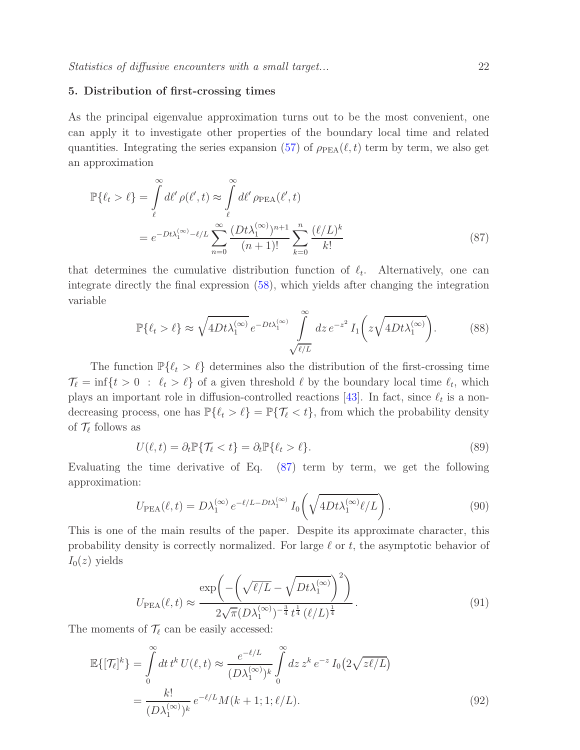## 5. Distribution of first-crossing times

As the principal eigenvalue approximation turns out to be the most convenient, one can apply it to investigate other properties of the boundary local time and related quantities. Integrating the series expansion (57) of $\rho_{\rm PEA}(\ell,t)$ term by term, we also get an approximation

$$
\begin{aligned}
\mathbb{P}\{\ell_t > \ell\} &= \int\limits_{\ell}^{\infty} d\ell' \, \rho(\ell',t) \approx \int\limits_{\ell}^{\infty} d\ell' \, \rho_{\rm PEA}(\ell',t) \\
&= e^{-Dt\lambda_1^{(\infty)} - \ell/L} \sum_{n=0}^{\infty} \frac{(Dt\lambda_1^{(\infty)})^{n+1}}{(n+1)!} \sum_{k=0}^{n} \frac{(\ell/L)^k}{k!}
\end{aligned}
\tag{87}
$$

that determines the cumulative distribution function of $\ell_t$. Alternatively, one can integrate directly the final expression (58), which yields after changing the integration variable

$$
\mathbb{P}\{\ell_t > \ell\} \approx \sqrt{4Dt\lambda_1^{(\infty)}} \, e^{-Dt\lambda_1^{(\infty)}} \int\limits_{\sqrt{\ell/L}}^{\infty} dz \, e^{-z^2} \, I_1\biggl(z\sqrt{4Dt\lambda_1^{(\infty)}}\biggr). \tag{88}
$$

The function $\mathbb{P}\{\ell_t > \ell\}$ determines also the distribution of the first-crossing time $\mathcal{T}_\ell = \inf\{t > 0 \ : \ \ell_t > \ell\}$ of a given threshold $\ell$ by the boundary local time $\ell_t$, which plays an important role in diffusion-controlled reactions [43]. In fact, since $\ell_t$ is a non-decreasing process, one has $\mathbb{P}\{\ell_t > \ell\} = \mathbb{P}\{\mathcal{T}_\ell < t\}$, from which the probability density of $\mathcal{T}_\ell$ follows as

$$
U(\ell,t) = \partial_t \mathbb{P}\{\mathcal{T}_\ell < t\} = \partial_t \mathbb{P}\{\ell_t > \ell\}. \tag{89}
$$

Evaluating the time derivative of Eq. (87) term by term, we get the following approximation:

$$
U_{\rm PEA}(\ell,t) = D\lambda_1^{(\infty)} \, e^{-\ell/L - Dt\lambda_1^{(\infty)}} \, I_0\biggl(\sqrt{4Dt\lambda_1^{(\infty)}\ell/L}\biggr). \tag{90}
$$

This is one of the main results of the paper. Despite its approximate character, this probability density is correctly normalized. For large $\ell$ or $t$, the asymptotic behavior of $I_0(z)$ yields

$$
U_{\rm PEA}(\ell,t) \approx \frac{\exp\biggl(-\Bigl(\sqrt{\ell/L} - \sqrt{Dt\lambda_1^{(\infty)}}\Bigr)^2\biggr)}{2\sqrt{\pi}(D\lambda_1^{(\infty)})^{-\frac{3}{4}} \, t^{\frac{1}{4}} \, (\ell/L)^{\frac{1}{4}}}. \tag{91}
$$

The moments of $\mathcal{T}_\ell$ can be easily accessed:

$$
\begin{aligned}
\mathbb{E}\{[\mathcal{T}_\ell]^k\} &= \int\limits_0^{\infty} dt \, t^k \, U(\ell,t) \approx \frac{e^{-\ell/L}}{(D\lambda_1^{(\infty)})^k} \int\limits_0^{\infty} dz \, z^k \, e^{-z} \, I_0\bigl(2\sqrt{z\ell/L}\bigr) \\
&= \frac{k!}{(D\lambda_1^{(\infty)})^k} \, e^{-\ell/L} M(k+1;1;\ell/L).
\end{aligned}
\tag{92}
$$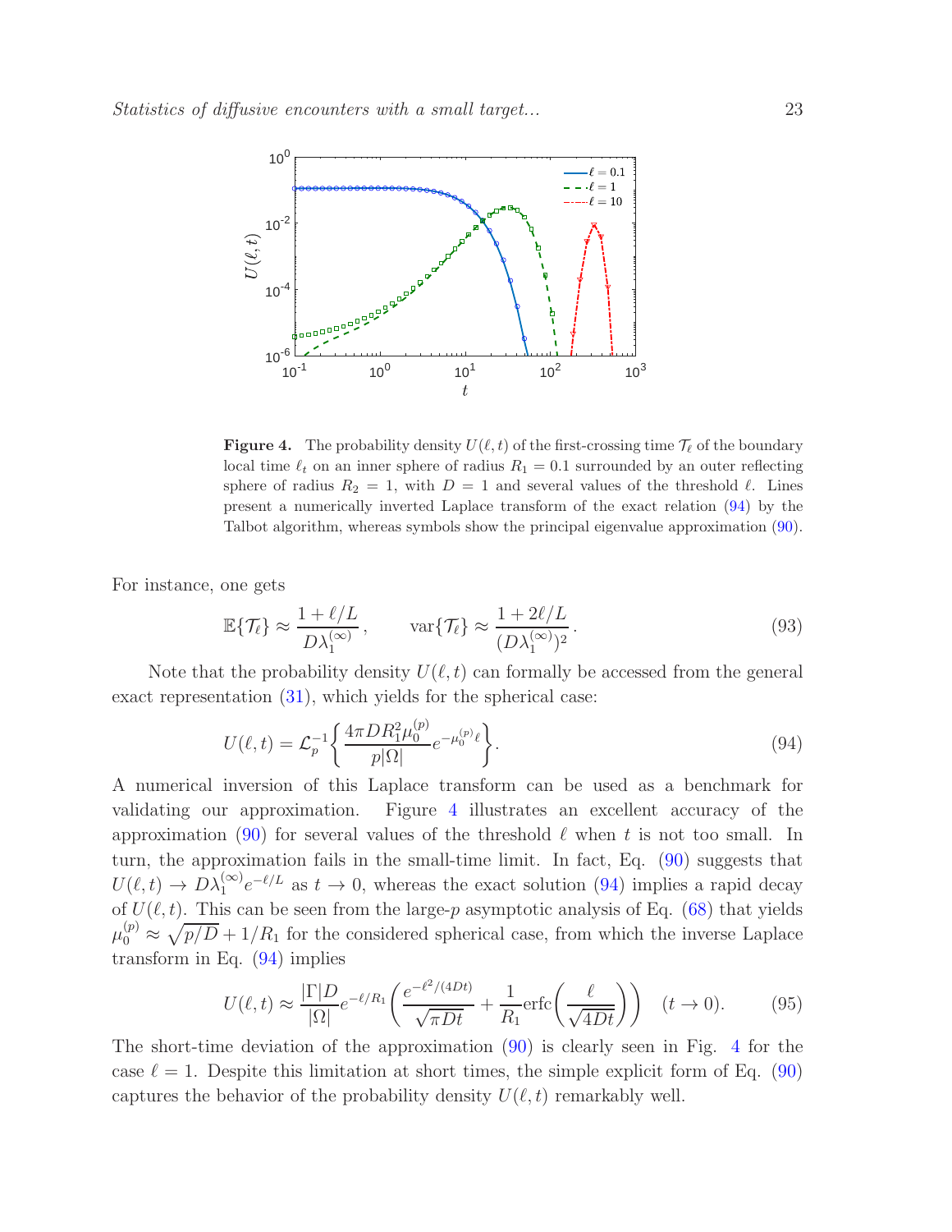**Figure 4.** The probability density $U(\ell, t)$ of the first-crossing time $\mathcal{T}_\ell$ of the boundary local time $\ell_t$ on an inner sphere of radius $R_1 = 0.1$ surrounded by an outer reflecting sphere of radius $R_2 = 1$, with $D = 1$ and several values of the threshold $\ell$. Lines present a numerically inverted Laplace transform of the exact relation (94) by the Talbot algorithm, whereas symbols show the principal eigenvalue approximation (90).

For instance, one gets

$$\mathbb{E}\{\mathcal{T}_\ell\} \approx \frac{1 + \ell/L}{D\lambda_1^{(\infty)}}, \qquad \mathrm{var}\{\mathcal{T}_\ell\} \approx \frac{1 + 2\ell/L}{(D\lambda_1^{(\infty)})^2}. \tag{93}$$

Note that the probability density $U(\ell, t)$ can formally be accessed from the general exact representation (31), which yields for the spherical case:

$$U(\ell, t) = \mathcal{L}_p^{-1}\left\{ \frac{4\pi D R_1^2 \mu_0^{(p)}}{p|\Omega|} e^{-\mu_0^{(p)}\ell} \right\}. \tag{94}$$

A numerical inversion of this Laplace transform can be used as a benchmark for validating our approximation. Figure 4 illustrates an excellent accuracy of the approximation (90) for several values of the threshold $\ell$ when $t$ is not too small. In turn, the approximation fails in the small-time limit. In fact, Eq. (90) suggests that $U(\ell, t) \to D\lambda_1^{(\infty)} e^{-\ell/L}$ as $t \to 0$, whereas the exact solution (94) implies a rapid decay of $U(\ell, t)$. This can be seen from the large-$p$ asymptotic analysis of Eq. (68) that yields $\mu_0^{(p)} \approx \sqrt{p/D} + 1/R_1$ for the considered spherical case, from which the inverse Laplace transform in Eq. (94) implies

$$U(\ell, t) \approx \frac{|\Gamma| D}{|\Omega|} e^{-\ell/R_1} \left( \frac{e^{-\ell^2/(4Dt)}}{\sqrt{\pi D t}} + \frac{1}{R_1} \mathrm{erfc}\left( \frac{\ell}{\sqrt{4Dt}} \right) \right) \quad (t \to 0). \tag{95}$$

The short-time deviation of the approximation (90) is clearly seen in Fig. 4 for the case $\ell = 1$. Despite this limitation at short times, the simple explicit form of Eq. (90) captures the behavior of the probability density $U(\ell, t)$ remarkably well.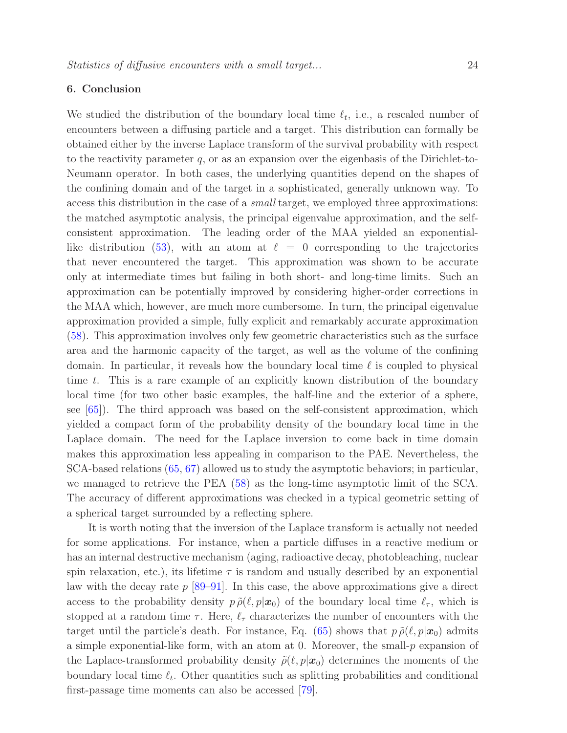## 6. Conclusion

We studied the distribution of the boundary local time $\ell_t$, i.e., a rescaled number of encounters between a diffusing particle and a target. This distribution can formally be obtained either by the inverse Laplace transform of the survival probability with respect to the reactivity parameter $q$, or as an expansion over the eigenbasis of the Dirichlet-to-Neumann operator. In both cases, the underlying quantities depend on the shapes of the confining domain and of the target in a sophisticated, generally unknown way. To access this distribution in the case of a *small* target, we employed three approximations: the matched asymptotic analysis, the principal eigenvalue approximation, and the self-consistent approximation. The leading order of the MAA yielded an exponential-like distribution (53), with an atom at $\ell = 0$ corresponding to the trajectories that never encountered the target. This approximation was shown to be accurate only at intermediate times but failing in both short- and long-time limits. Such an approximation can be potentially improved by considering higher-order corrections in the MAA which, however, are much more cumbersome. In turn, the principal eigenvalue approximation provided a simple, fully explicit and remarkably accurate approximation (58). This approximation involves only few geometric characteristics such as the surface area and the harmonic capacity of the target, as well as the volume of the confining domain. In particular, it reveals how the boundary local time $\ell$ is coupled to physical time $t$. This is a rare example of an explicitly known distribution of the boundary local time (for two other basic examples, the half-line and the exterior of a sphere, see [65]). The third approach was based on the self-consistent approximation, which yielded a compact form of the probability density of the boundary local time in the Laplace domain. The need for the Laplace inversion to come back in time domain makes this approximation less appealing in comparison to the PAE. Nevertheless, the SCA-based relations (65, 67) allowed us to study the asymptotic behaviors; in particular, we managed to retrieve the PEA (58) as the long-time asymptotic limit of the SCA. The accuracy of different approximations was checked in a typical geometric setting of a spherical target surrounded by a reflecting sphere.

It is worth noting that the inversion of the Laplace transform is actually not needed for some applications. For instance, when a particle diffuses in a reactive medium or has an internal destructive mechanism (aging, radioactive decay, photobleaching, nuclear spin relaxation, etc.), its lifetime $\tau$ is random and usually described by an exponential law with the decay rate $p$ [89–91]. In this case, the above approximations give a direct access to the probability density $p\,\tilde{\rho}(\ell, p|\boldsymbol{x}_0)$ of the boundary local time $\ell_\tau$, which is stopped at a random time $\tau$. Here, $\ell_\tau$ characterizes the number of encounters with the target until the particle's death. For instance, Eq. (65) shows that $p\,\tilde{\rho}(\ell, p|\boldsymbol{x}_0)$ admits a simple exponential-like form, with an atom at 0. Moreover, the small-$p$ expansion of the Laplace-transformed probability density $\tilde{\rho}(\ell, p|\boldsymbol{x}_0)$ determines the moments of the boundary local time $\ell_t$. Other quantities such as splitting probabilities and conditional first-passage time moments can also be accessed [79].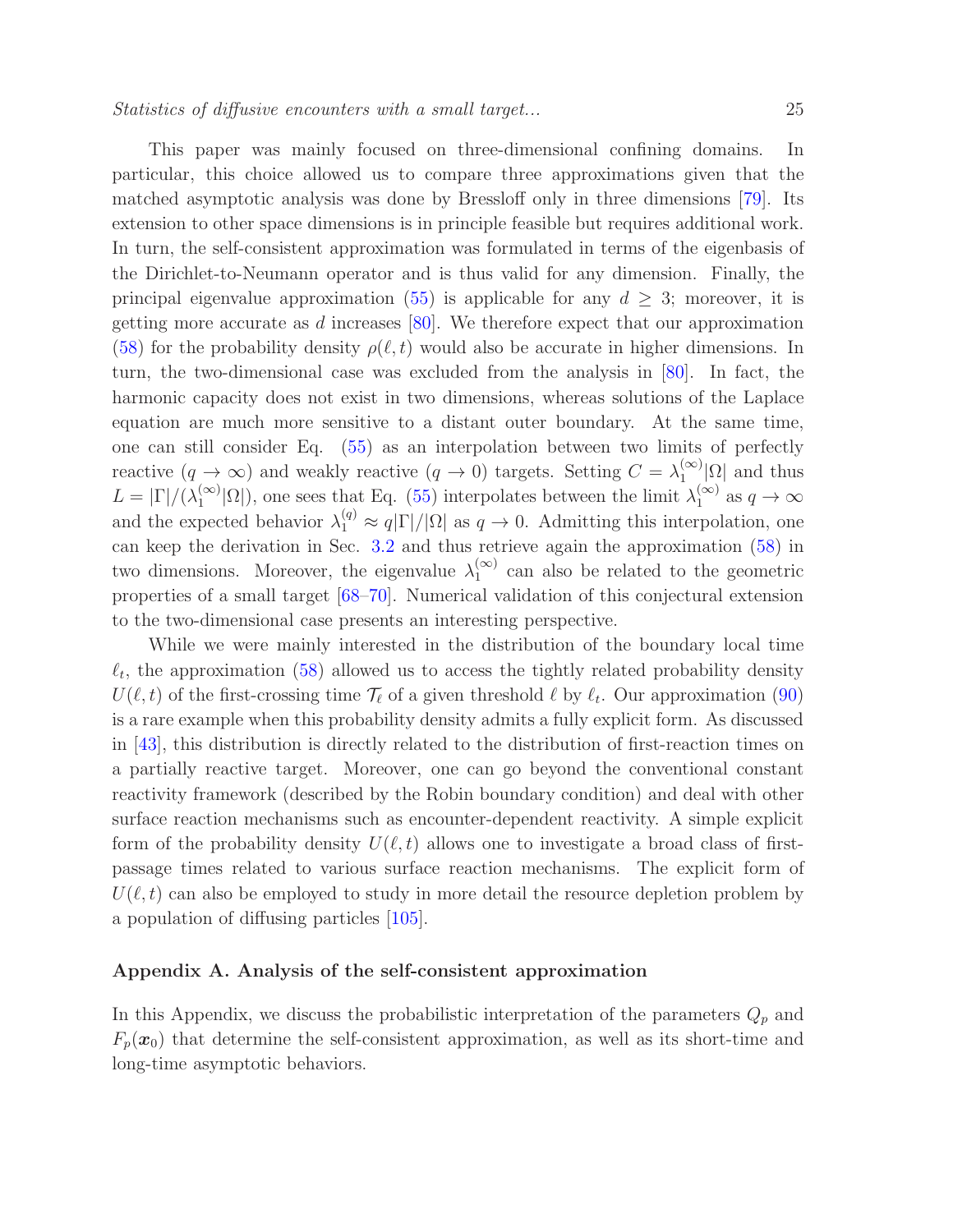This paper was mainly focused on three-dimensional confining domains. In particular, this choice allowed us to compare three approximations given that the matched asymptotic analysis was done by Bressloff only in three dimensions [79]. Its extension to other space dimensions is in principle feasible but requires additional work. In turn, the self-consistent approximation was formulated in terms of the eigenbasis of the Dirichlet-to-Neumann operator and is thus valid for any dimension. Finally, the principal eigenvalue approximation (55) is applicable for any $d \geq 3$; moreover, it is getting more accurate as $d$ increases [80]. We therefore expect that our approximation (58) for the probability density $\rho(\ell, t)$ would also be accurate in higher dimensions. In turn, the two-dimensional case was excluded from the analysis in [80]. In fact, the harmonic capacity does not exist in two dimensions, whereas solutions of the Laplace equation are much more sensitive to a distant outer boundary. At the same time, one can still consider Eq. (55) as an interpolation between two limits of perfectly reactive ($q \to \infty$) and weakly reactive ($q \to 0$) targets. Setting $C = \lambda_1^{(\infty)}|\Omega|$ and thus $L = |\Gamma|/(\lambda_1^{(\infty)}|\Omega|)$, one sees that Eq. (55) interpolates between the limit $\lambda_1^{(\infty)}$ as $q \to \infty$ and the expected behavior $\lambda_1^{(q)} \approx q|\Gamma|/|\Omega|$ as $q \to 0$. Admitting this interpolation, one can keep the derivation in Sec. 3.2 and thus retrieve again the approximation (58) in two dimensions. Moreover, the eigenvalue $\lambda_1^{(\infty)}$ can also be related to the geometric properties of a small target [68–70]. Numerical validation of this conjectural extension to the two-dimensional case presents an interesting perspective.

While we were mainly interested in the distribution of the boundary local time $\ell_t$, the approximation (58) allowed us to access the tightly related probability density $U(\ell, t)$ of the first-crossing time $\mathcal{T}_\ell$ of a given threshold $\ell$ by $\ell_t$. Our approximation (90) is a rare example when this probability density admits a fully explicit form. As discussed in [43], this distribution is directly related to the distribution of first-reaction times on a partially reactive target. Moreover, one can go beyond the conventional constant reactivity framework (described by the Robin boundary condition) and deal with other surface reaction mechanisms such as encounter-dependent reactivity. A simple explicit form of the probability density $U(\ell, t)$ allows one to investigate a broad class of first-passage times related to various surface reaction mechanisms. The explicit form of $U(\ell, t)$ can also be employed to study in more detail the resource depletion problem by a population of diffusing particles [105].

## Appendix A. Analysis of the self-consistent approximation

In this Appendix, we discuss the probabilistic interpretation of the parameters $Q_p$ and $F_p(\boldsymbol{x}_0)$ that determine the self-consistent approximation, as well as its short-time and long-time asymptotic behaviors.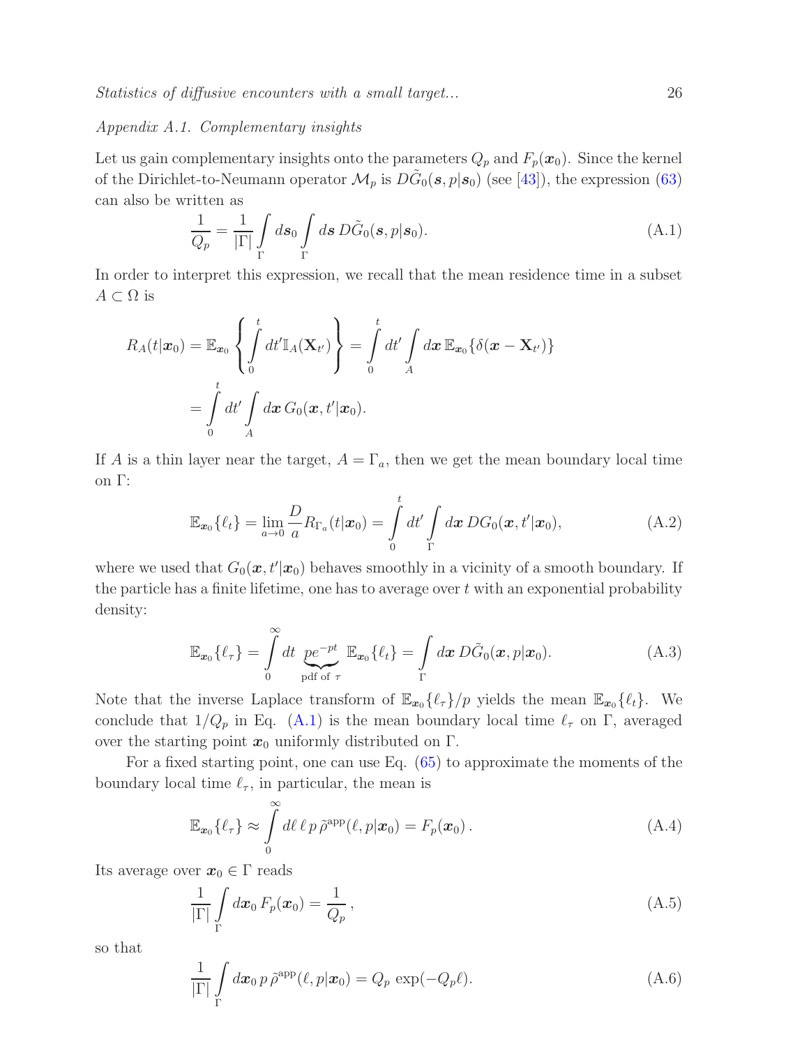*Appendix A.1. Complementary insights*

Let us gain complementary insights onto the parameters $Q_p$ and $F_p(\boldsymbol{x}_0)$. Since the kernel of the Dirichlet-to-Neumann operator $\mathcal{M}_p$ is $D\tilde{G}_0(\boldsymbol{s},p|\boldsymbol{s}_0)$ (see [43]), the expression (63) can also be written as

$$\frac{1}{Q_p} = \frac{1}{|\Gamma|} \int\limits_{\Gamma} d\boldsymbol{s}_0 \int\limits_{\Gamma} d\boldsymbol{s}\, D\tilde{G}_0(\boldsymbol{s},p|\boldsymbol{s}_0). \tag{A.1}$$

In order to interpret this expression, we recall that the mean residence time in a subset $A \subset \Omega$ is

$$\begin{aligned} R_A(t|\boldsymbol{x}_0) &= \mathbb{E}_{\boldsymbol{x}_0}\left\{ \int\limits_0^t dt' \mathbb{I}_A(\mathbf{X}_{t'}) \right\} = \int\limits_0^t dt' \int\limits_A d\boldsymbol{x}\, \mathbb{E}_{\boldsymbol{x}_0}\{\delta(\boldsymbol{x} - \mathbf{X}_{t'})\} \\ &= \int\limits_0^t dt' \int\limits_A d\boldsymbol{x}\, G_0(\boldsymbol{x},t'|\boldsymbol{x}_0). \end{aligned}$$

If $A$ is a thin layer near the target, $A = \Gamma_a$, then we get the mean boundary local time on $\Gamma$:

$$\mathbb{E}_{\boldsymbol{x}_0}\{\ell_t\} = \lim_{a\to 0} \frac{D}{a} R_{\Gamma_a}(t|\boldsymbol{x}_0) = \int\limits_0^t dt' \int\limits_\Gamma d\boldsymbol{x}\, DG_0(\boldsymbol{x},t'|\boldsymbol{x}_0), \tag{A.2}$$

where we used that $G_0(\boldsymbol{x},t'|\boldsymbol{x}_0)$ behaves smoothly in a vicinity of a smooth boundary. If the particle has a finite lifetime, one has to average over $t$ with an exponential probability density:

$$\mathbb{E}_{\boldsymbol{x}_0}\{\ell_\tau\} = \int\limits_0^\infty dt\, \underbrace{pe^{-pt}}_{\text{pdf of } \tau}\, \mathbb{E}_{\boldsymbol{x}_0}\{\ell_t\} = \int\limits_\Gamma d\boldsymbol{x}\, D\tilde{G}_0(\boldsymbol{x},p|\boldsymbol{x}_0). \tag{A.3}$$

Note that the inverse Laplace transform of $\mathbb{E}_{\boldsymbol{x}_0}\{\ell_\tau\}/p$ yields the mean $\mathbb{E}_{\boldsymbol{x}_0}\{\ell_t\}$. We conclude that $1/Q_p$ in Eq. (A.1) is the mean boundary local time $\ell_\tau$ on $\Gamma$, averaged over the starting point $\boldsymbol{x}_0$ uniformly distributed on $\Gamma$.

For a fixed starting point, one can use Eq. (65) to approximate the moments of the boundary local time $\ell_\tau$, in particular, the mean is

$$\mathbb{E}_{\boldsymbol{x}_0}\{\ell_\tau\} \approx \int\limits_0^\infty d\ell\, \ell\, p\, \tilde{\rho}^{\mathrm{app}}(\ell,p|\boldsymbol{x}_0) = F_p(\boldsymbol{x}_0)\,. \tag{A.4}$$

Its average over $\boldsymbol{x}_0 \in \Gamma$ reads

$$\frac{1}{|\Gamma|} \int\limits_\Gamma d\boldsymbol{x}_0\, F_p(\boldsymbol{x}_0) = \frac{1}{Q_p}\,, \tag{A.5}$$

so that

$$\frac{1}{|\Gamma|} \int\limits_\Gamma d\boldsymbol{x}_0\, p\, \tilde{\rho}^{\mathrm{app}}(\ell,p|\boldsymbol{x}_0) = Q_p\, \exp(-Q_p \ell). \tag{A.6}$$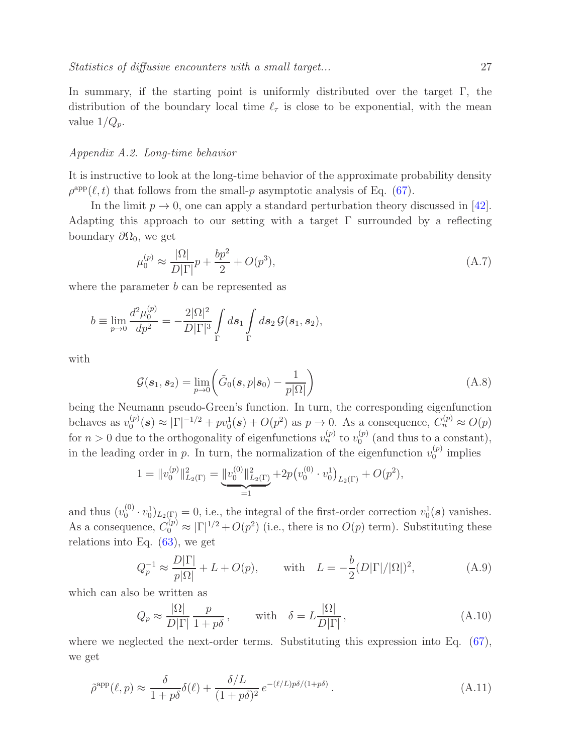In summary, if the starting point is uniformly distributed over the target $\Gamma$, the distribution of the boundary local time $\ell_\tau$ is close to be exponential, with the mean value $1/Q_p$.

### Appendix A.2. Long-time behavior

It is instructive to look at the long-time behavior of the approximate probability density $\rho^{\rm app}(\ell,t)$ that follows from the small-$p$ asymptotic analysis of Eq. (67).

In the limit $p \to 0$, one can apply a standard perturbation theory discussed in [42]. Adapting this approach to our setting with a target $\Gamma$ surrounded by a reflecting boundary $\partial\Omega_0$, we get

$$
\mu_0^{(p)} \approx \frac{|\Omega|}{D|\Gamma|} p + \frac{bp^2}{2} + O(p^3), \tag{A.7}
$$

where the parameter $b$ can be represented as

$$
b \equiv \lim_{p\to 0} \frac{d^2 \mu_0^{(p)}}{dp^2} = - \frac{2|\Omega|^2}{D|\Gamma|^3} \int\limits_{\Gamma} d\boldsymbol{s}_1 \int\limits_{\Gamma} d\boldsymbol{s}_2 \, \mathcal{G}(\boldsymbol{s}_1, \boldsymbol{s}_2),
$$

with

$$
\mathcal{G}(\boldsymbol{s}_1, \boldsymbol{s}_2) = \lim_{p\to 0} \biggl( \tilde{G}_0(\boldsymbol{s}, p|\boldsymbol{s}_0) - \frac{1}{p|\Omega|}\biggr) \tag{A.8}
$$

being the Neumann pseudo-Green's function. In turn, the corresponding eigenfunction behaves as $v_0^{(p)}(\boldsymbol{s}) \approx |\Gamma|^{-1/2} + p v_0^1(\boldsymbol{s}) + O(p^2)$ as $p \to 0$. As a consequence, $C_n^{(p)} \approx O(p)$ for $n > 0$ due to the orthogonality of eigenfunctions $v_n^{(p)}$ to $v_0^{(p)}$ (and thus to a constant), in the leading order in $p$. In turn, the normalization of the eigenfunction $v_0^{(p)}$ implies

$$
1 = \|v_0^{(p)}\|^2_{L_2(\Gamma)} = \underbrace{\|v_0^{(0)}\|^2_{L_2(\Gamma)}}_{=1} + 2p \bigl(v_0^{(0)} \cdot v_0^1\bigr)_{L_2(\Gamma)} + O(p^2),
$$

and thus $(v_0^{(0)} \cdot v_0^1)_{L_2(\Gamma)} = 0$, i.e., the integral of the first-order correction $v_0^1(\boldsymbol{s})$ vanishes. As a consequence, $C_0^{(p)} \approx |\Gamma|^{1/2} + O(p^2)$ (i.e., there is no $O(p)$ term). Substituting these relations into Eq. (63), we get

$$
Q_p^{-1} \approx \frac{D|\Gamma|}{p|\Omega|} + L + O(p), \qquad \text{with} \quad L = -\frac{b}{2} (D|\Gamma|/|\Omega|)^2, \tag{A.9}
$$

which can also be written as

$$
Q_p \approx \frac{|\Omega|}{D|\Gamma|} \, \frac{p}{1 + p\delta} \,, \qquad \text{with} \quad \delta = L \frac{|\Omega|}{D|\Gamma|} \,, \tag{A.10}
$$

where we neglected the next-order terms. Substituting this expression into Eq. (67), we get

$$
\tilde{\rho}^{\rm app}(\ell,p) \approx \frac{\delta}{1+p\delta} \delta(\ell) + \frac{\delta/L}{(1+p\delta)^2} \, e^{-(\ell/L)p\delta/(1+p\delta)} \,. \tag{A.11}
$$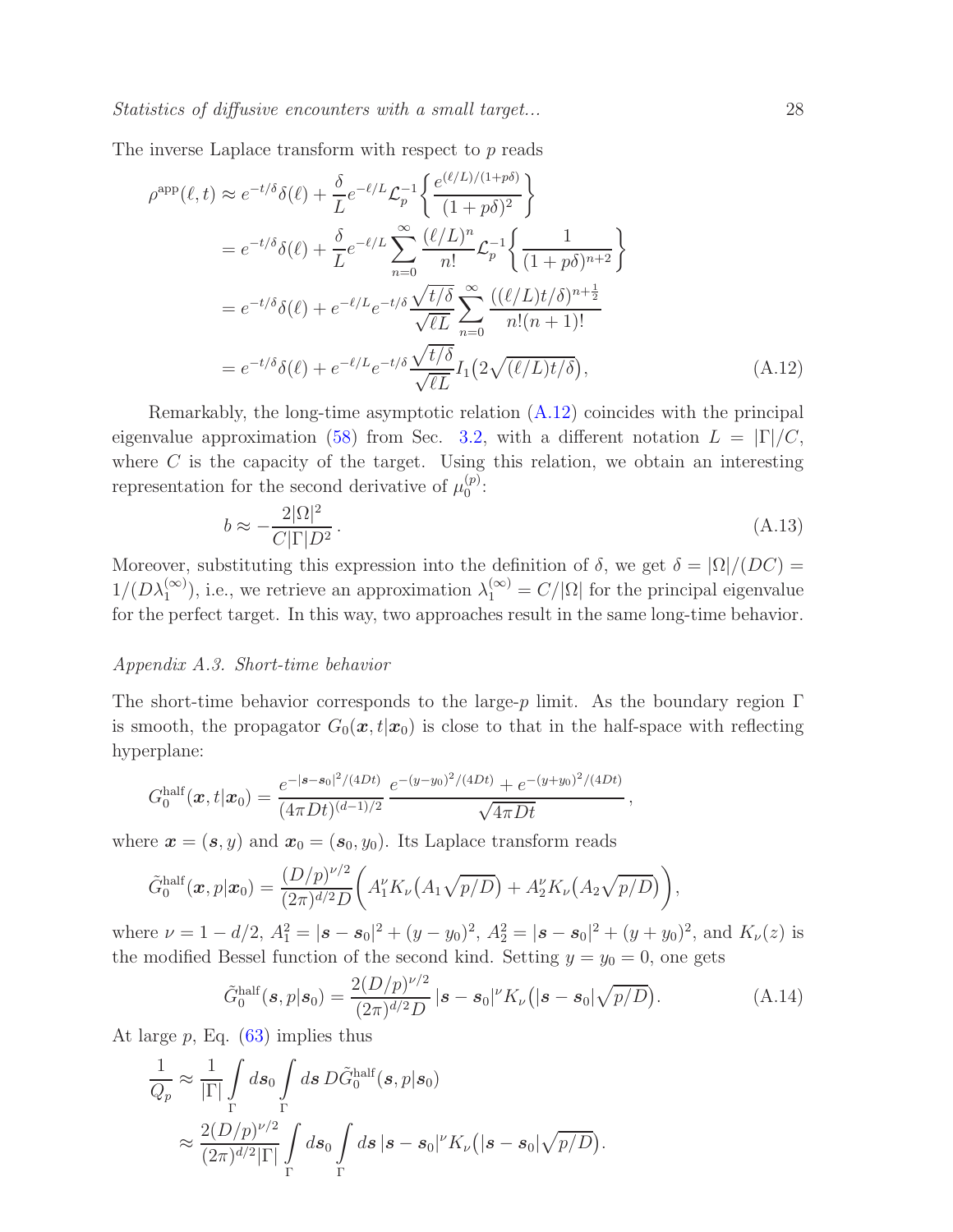The inverse Laplace transform with respect to $p$ reads

$$
\begin{aligned}
\rho^{\rm app}(\ell,t) &\approx e^{-t/\delta}\delta(\ell) + \frac{\delta}{L} e^{-\ell/L} \mathcal{L}_p^{-1}\biggl\{ \frac{e^{(\ell/L)/(1+p\delta)}}{(1+p\delta)^2} \biggr\} \\
&= e^{-t/\delta}\delta(\ell) + \frac{\delta}{L} e^{-\ell/L} \sum\limits_{n=0}^\infty \frac{(\ell/L)^n}{n!} \mathcal{L}_p^{-1}\biggl\{ \frac{1}{(1+p\delta)^{n+2}} \biggr\} \\
&= e^{-t/\delta}\delta(\ell) + e^{-\ell/L} e^{-t/\delta} \frac{\sqrt{t/\delta}}{\sqrt{\ell L}} \sum\limits_{n=0}^\infty \frac{((\ell/L)t/\delta)^{n+\frac12}}{n!(n+1)!} \\
&= e^{-t/\delta}\delta(\ell) + e^{-\ell/L} e^{-t/\delta} \frac{\sqrt{t/\delta}}{\sqrt{\ell L}} I_1\bigl(2\sqrt{(\ell/L)t/\delta}\bigr),
\end{aligned}
\tag{A.12}
$$

Remarkably, the long-time asymptotic relation (A.12) coincides with the principal eigenvalue approximation (58) from Sec. 3.2, with a different notation $L = |\Gamma|/C$, where $C$ is the capacity of the target. Using this relation, we obtain an interesting representation for the second derivative of $\mu_0^{(p)}$:

$$
b \approx - \frac{2|\Omega|^2}{C|\Gamma| D^2} \,.
\tag{A.13}
$$

Moreover, substituting this expression into the definition of $\delta$, we get $\delta = |\Omega|/(DC) = 1/(D\lambda_1^{(\infty)})$, i.e., we retrieve an approximation $\lambda_1^{(\infty)} = C/|\Omega|$ for the principal eigenvalue for the perfect target. In this way, two approaches result in the same long-time behavior.

### *Appendix A.3. Short-time behavior*

The short-time behavior corresponds to the large-$p$ limit. As the boundary region $\Gamma$ is smooth, the propagator $G_0(\boldsymbol{x},t|\boldsymbol{x}_0)$ is close to that in the half-space with reflecting hyperplane:

$$
G_0^{\rm half}(\boldsymbol{x},t|\boldsymbol{x}_0) = \frac{e^{-|\boldsymbol{s}-\boldsymbol{s}_0|^2/(4Dt)}}{(4\pi Dt)^{(d-1)/2}} \, \frac{e^{-(y-y_0)^2/(4Dt)} + e^{-(y+y_0)^2/(4Dt)}}{\sqrt{4\pi Dt}} \,,
$$

where $\boldsymbol{x} = (\boldsymbol{s},y)$ and $\boldsymbol{x}_0 = (\boldsymbol{s}_0,y_0)$. Its Laplace transform reads

$$
\tilde{G}_0^{\rm half}(\boldsymbol{x},p|\boldsymbol{x}_0) = \frac{(D/p)^{\nu/2}}{(2\pi)^{d/2} D} \biggl(A_1^\nu K_\nu\bigl(A_1\sqrt{p/D}\bigr) + A_2^\nu K_\nu\bigl(A_2\sqrt{p/D}\bigr)\biggr),
$$

where $\nu = 1-d/2$, $A_1^2 = |\boldsymbol{s}-\boldsymbol{s}_0|^2 + (y-y_0)^2$, $A_2^2 = |\boldsymbol{s}-\boldsymbol{s}_0|^2 + (y+y_0)^2$, and $K_\nu(z)$ is the modified Bessel function of the second kind. Setting $y=y_0=0$, one gets

$$
\tilde{G}_0^{\rm half}(\boldsymbol{s},p|\boldsymbol{s}_0) = \frac{2(D/p)^{\nu/2}}{(2\pi)^{d/2} D} \, |\boldsymbol{s}-\boldsymbol{s}_0|^\nu K_\nu\bigl(|\boldsymbol{s}-\boldsymbol{s}_0|\sqrt{p/D}\bigr).
\tag{A.14}
$$

At large $p$, Eq. (63) implies thus

$$
\begin{aligned}
\frac{1}{Q_p} &\approx \frac{1}{|\Gamma|} \int\limits_\Gamma d\boldsymbol{s}_0 \int\limits_\Gamma d\boldsymbol{s} \, D\tilde{G}_0^{\rm half}(\boldsymbol{s},p|\boldsymbol{s}_0) \\
&\approx \frac{2(D/p)^{\nu/2}}{(2\pi)^{d/2}|\Gamma|} \int\limits_\Gamma d\boldsymbol{s}_0 \int\limits_\Gamma d\boldsymbol{s} \, |\boldsymbol{s}-\boldsymbol{s}_0|^\nu K_\nu\bigl(|\boldsymbol{s}-\boldsymbol{s}_0|\sqrt{p/D}\bigr).
\end{aligned}
$$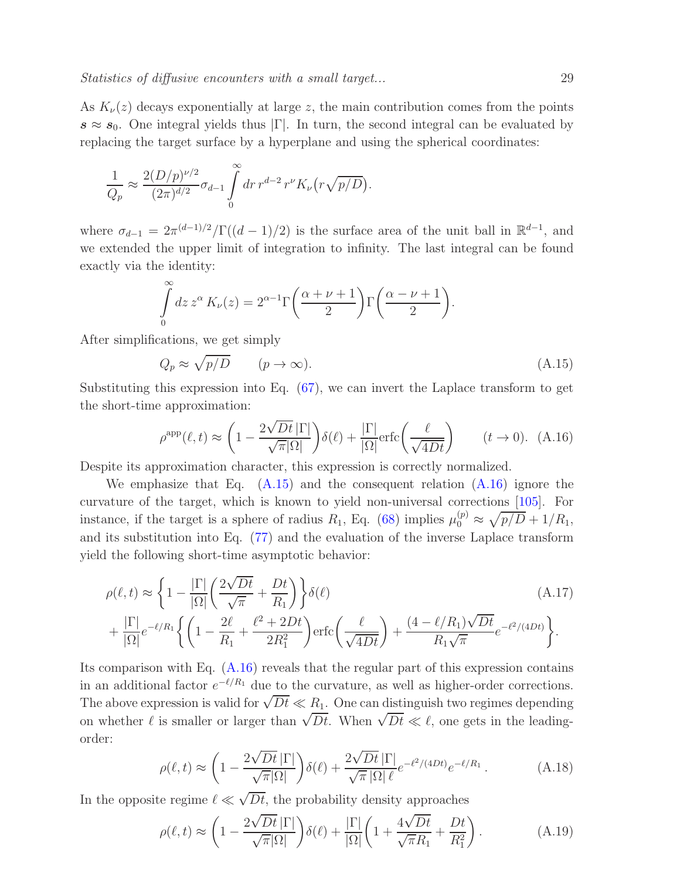As $K_\nu(z)$ decays exponentially at large $z$, the main contribution comes from the points $\boldsymbol{s} \approx \boldsymbol{s}_0$. One integral yields thus $|\Gamma|$. In turn, the second integral can be evaluated by replacing the target surface by a hyperplane and using the spherical coordinates:

$$\frac{1}{Q_p} \approx \frac{2(D/p)^{\nu/2}}{(2\pi)^{d/2}} \sigma_{d-1} \int\limits_0^\infty dr \, r^{d-2} \, r^\nu K_\nu\big(r\sqrt{p/D}\big).$$

where $\sigma_{d-1} = 2\pi^{(d-1)/2}/\Gamma((d-1)/2)$ is the surface area of the unit ball in $\mathbb{R}^{d-1}$, and we extended the upper limit of integration to infinity. The last integral can be found exactly via the identity:

$$\int\limits_0^\infty dz \, z^\alpha \, K_\nu(z) = 2^{\alpha-1} \Gamma\biggl(\frac{\alpha+\nu+1}{2}\biggr) \Gamma\biggl(\frac{\alpha-\nu+1}{2}\biggr).$$

After simplifications, we get simply

$$Q_p \approx \sqrt{p/D} \qquad (p \to \infty). \tag{A.15}$$

Substituting this expression into Eq. (67), we can invert the Laplace transform to get the short-time approximation:

$$\rho^{\rm app}(\ell,t) \approx \biggl(1 - \frac{2\sqrt{Dt}\,|\Gamma|}{\sqrt{\pi}|\Omega|}\biggr) \delta(\ell) + \frac{|\Gamma|}{|\Omega|} \mathrm{erfc}\biggl(\frac{\ell}{\sqrt{4Dt}}\biggr) \qquad (t \to 0). \tag{A.16}$$

Despite its approximation character, this expression is correctly normalized.

We emphasize that Eq. (A.15) and the consequent relation (A.16) ignore the curvature of the target, which is known to yield non-universal corrections [105]. For instance, if the target is a sphere of radius $R_1$, Eq. (68) implies $\mu_0^{(p)} \approx \sqrt{p/D} + 1/R_1$, and its substitution into Eq. (77) and the evaluation of the inverse Laplace transform yield the following short-time asymptotic behavior:

$$\begin{aligned} \rho(\ell,t) &\approx \biggl\{1 - \frac{|\Gamma|}{|\Omega|}\biggl(\frac{2\sqrt{Dt}}{\sqrt{\pi}} + \frac{Dt}{R_1}\biggr)\biggr\} \delta(\ell) \\ &+ \frac{|\Gamma|}{|\Omega|} e^{-\ell/R_1} \biggl\{ \biggl(1 - \frac{2\ell}{R_1} + \frac{\ell^2 + 2Dt}{2R_1^2}\biggr) \mathrm{erfc}\biggl(\frac{\ell}{\sqrt{4Dt}}\biggr) + \frac{(4 - \ell/R_1)\sqrt{Dt}}{R_1\sqrt{\pi}} e^{-\ell^2/(4Dt)} \biggr\}. \end{aligned} \tag{A.17}$$

Its comparison with Eq. (A.16) reveals that the regular part of this expression contains in an additional factor $e^{-\ell/R_1}$ due to the curvature, as well as higher-order corrections. The above expression is valid for $\sqrt{Dt} \ll R_1$. One can distinguish two regimes depending on whether $\ell$ is smaller or larger than $\sqrt{Dt}$. When $\sqrt{Dt} \ll \ell$, one gets in the leading-order:

$$\rho(\ell,t) \approx \biggl(1 - \frac{2\sqrt{Dt}\,|\Gamma|}{\sqrt{\pi}|\Omega|}\biggr) \delta(\ell) + \frac{2\sqrt{Dt}\,|\Gamma|}{\sqrt{\pi}\,|\Omega|\,\ell} e^{-\ell^2/(4Dt)} e^{-\ell/R_1}\,. \tag{A.18}$$

In the opposite regime $\ell \ll \sqrt{Dt}$, the probability density approaches

$$\rho(\ell,t) \approx \biggl(1 - \frac{2\sqrt{Dt}\,|\Gamma|}{\sqrt{\pi}|\Omega|}\biggr) \delta(\ell) + \frac{|\Gamma|}{|\Omega|}\biggl(1 + \frac{4\sqrt{Dt}}{\sqrt{\pi}R_1} + \frac{Dt}{R_1^2}\biggr)\,. \tag{A.19}$$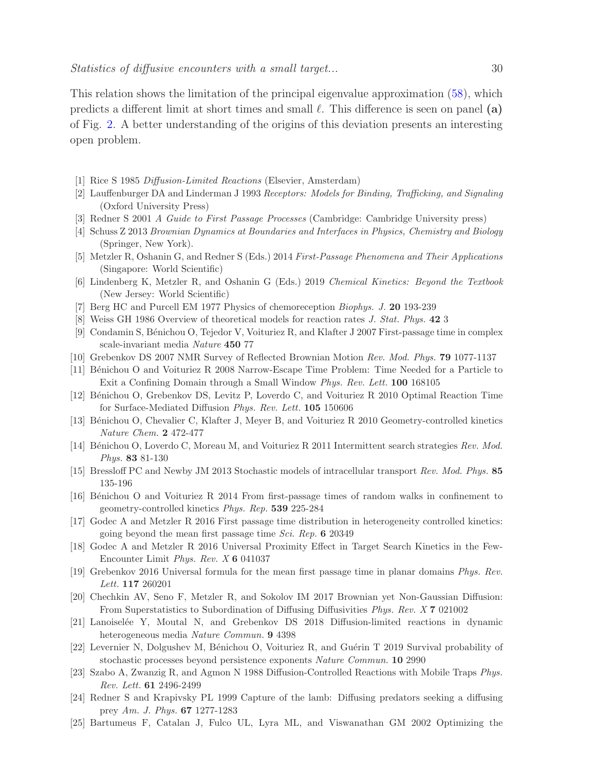This relation shows the limitation of the principal eigenvalue approximation (58), which predicts a different limit at short times and small $\ell$. This difference is seen on panel **(a)** of Fig. 2. A better understanding of the origins of this deviation presents an interesting open problem.

- [1] Rice S 1985 *Diffusion-Limited Reactions* (Elsevier, Amsterdam)
- [2] Lauffenburger DA and Linderman J 1993 *Receptors: Models for Binding, Trafficking, and Signaling* (Oxford University Press)
- [3] Redner S 2001 *A Guide to First Passage Processes* (Cambridge: Cambridge University press)
- [4] Schuss Z 2013 *Brownian Dynamics at Boundaries and Interfaces in Physics, Chemistry and Biology* (Springer, New York).
- [5] Metzler R, Oshanin G, and Redner S (Eds.) 2014 *First-Passage Phenomena and Their Applications* (Singapore: World Scientific)
- [6] Lindenberg K, Metzler R, and Oshanin G (Eds.) 2019 *Chemical Kinetics: Beyond the Textbook* (New Jersey: World Scientific)
- [7] Berg HC and Purcell EM 1977 Physics of chemoreception *Biophys. J.* **20** 193-239
- [8] Weiss GH 1986 Overview of theoretical models for reaction rates *J. Stat. Phys.* **42** 3
- [9] Condamin S, Bénichou O, Tejedor V, Voituriez R, and Klafter J 2007 First-passage time in complex scale-invariant media *Nature* **450** 77
- [10] Grebenkov DS 2007 NMR Survey of Reflected Brownian Motion *Rev. Mod. Phys.* **79** 1077-1137
- [11] Bénichou O and Voituriez R 2008 Narrow-Escape Time Problem: Time Needed for a Particle to Exit a Confining Domain through a Small Window *Phys. Rev. Lett.* **100** 168105
- [12] Bénichou O, Grebenkov DS, Levitz P, Loverdo C, and Voituriez R 2010 Optimal Reaction Time for Surface-Mediated Diffusion *Phys. Rev. Lett.* **105** 150606
- [13] Bénichou O, Chevalier C, Klafter J, Meyer B, and Voituriez R 2010 Geometry-controlled kinetics *Nature Chem.* **2** 472-477
- [14] Bénichou O, Loverdo C, Moreau M, and Voituriez R 2011 Intermittent search strategies *Rev. Mod. Phys.* **83** 81-130
- [15] Bressloff PC and Newby JM 2013 Stochastic models of intracellular transport *Rev. Mod. Phys.* **85** 135-196
- [16] Bénichou O and Voituriez R 2014 From first-passage times of random walks in confinement to geometry-controlled kinetics *Phys. Rep.* **539** 225-284
- [17] Godec A and Metzler R 2016 First passage time distribution in heterogeneity controlled kinetics: going beyond the mean first passage time *Sci. Rep.* **6** 20349
- [18] Godec A and Metzler R 2016 Universal Proximity Effect in Target Search Kinetics in the Few-Encounter Limit *Phys. Rev. X* **6** 041037
- [19] Grebenkov 2016 Universal formula for the mean first passage time in planar domains *Phys. Rev. Lett.* **117** 260201
- [20] Chechkin AV, Seno F, Metzler R, and Sokolov IM 2017 Brownian yet Non-Gaussian Diffusion: From Superstatistics to Subordination of Diffusing Diffusivities *Phys. Rev. X* **7** 021002
- [21] Lanoiselée Y, Moutal N, and Grebenkov DS 2018 Diffusion-limited reactions in dynamic heterogeneous media *Nature Commun.* **9** 4398
- [22] Levernier N, Dolgushev M, Bénichou O, Voituriez R, and Guérin T 2019 Survival probability of stochastic processes beyond persistence exponents *Nature Commun.* **10** 2990
- [23] Szabo A, Zwanzig R, and Agmon N 1988 Diffusion-Controlled Reactions with Mobile Traps *Phys. Rev. Lett.* **61** 2496-2499
- [24] Redner S and Krapivsky PL 1999 Capture of the lamb: Diffusing predators seeking a diffusing prey *Am. J. Phys.* **67** 1277-1283
- [25] Bartumeus F, Catalan J, Fulco UL, Lyra ML, and Viswanathan GM 2002 Optimizing the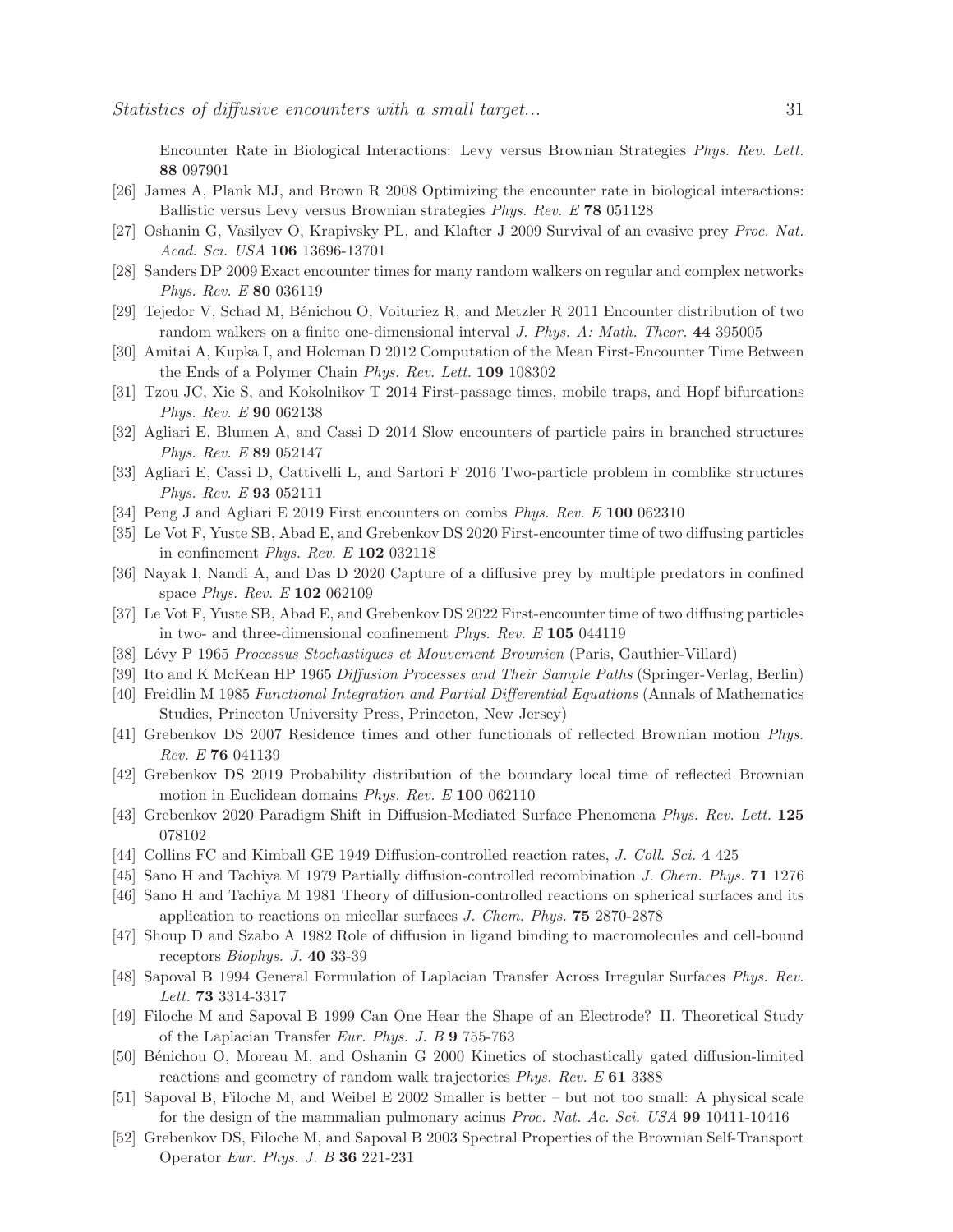Encounter Rate in Biological Interactions: Levy versus Brownian Strategies *Phys. Rev. Lett.* **88** 097901

[26] James A, Plank MJ, and Brown R 2008 Optimizing the encounter rate in biological interactions: Ballistic versus Levy versus Brownian strategies *Phys. Rev. E* **78** 051128

[27] Oshanin G, Vasilyev O, Krapivsky PL, and Klafter J 2009 Survival of an evasive prey *Proc. Nat. Acad. Sci. USA* **106** 13696-13701

[28] Sanders DP 2009 Exact encounter times for many random walkers on regular and complex networks *Phys. Rev. E* **80** 036119

[29] Tejedor V, Schad M, Bénichou O, Voituriez R, and Metzler R 2011 Encounter distribution of two random walkers on a finite one-dimensional interval *J. Phys. A: Math. Theor.* **44** 395005

[30] Amitai A, Kupka I, and Holcman D 2012 Computation of the Mean First-Encounter Time Between the Ends of a Polymer Chain *Phys. Rev. Lett.* **109** 108302

[31] Tzou JC, Xie S, and Kokolnikov T 2014 First-passage times, mobile traps, and Hopf bifurcations *Phys. Rev. E* **90** 062138

[32] Agliari E, Blumen A, and Cassi D 2014 Slow encounters of particle pairs in branched structures *Phys. Rev. E* **89** 052147

[33] Agliari E, Cassi D, Cattivelli L, and Sartori F 2016 Two-particle problem in comblike structures *Phys. Rev. E* **93** 052111

[34] Peng J and Agliari E 2019 First encounters on combs *Phys. Rev. E* **100** 062310

[35] Le Vot F, Yuste SB, Abad E, and Grebenkov DS 2020 First-encounter time of two diffusing particles in confinement *Phys. Rev. E* **102** 032118

[36] Nayak I, Nandi A, and Das D 2020 Capture of a diffusive prey by multiple predators in confined space *Phys. Rev. E* **102** 062109

[37] Le Vot F, Yuste SB, Abad E, and Grebenkov DS 2022 First-encounter time of two diffusing particles in two- and three-dimensional confinement *Phys. Rev. E* **105** 044119

[38] Lévy P 1965 *Processus Stochastiques et Mouvement Brownien* (Paris, Gauthier-Villard)

[39] Ito and K McKean HP 1965 *Diffusion Processes and Their Sample Paths* (Springer-Verlag, Berlin)

[40] Freidlin M 1985 *Functional Integration and Partial Differential Equations* (Annals of Mathematics Studies, Princeton University Press, Princeton, New Jersey)

[41] Grebenkov DS 2007 Residence times and other functionals of reflected Brownian motion *Phys. Rev. E* **76** 041139

[42] Grebenkov DS 2019 Probability distribution of the boundary local time of reflected Brownian motion in Euclidean domains *Phys. Rev. E* **100** 062110

[43] Grebenkov 2020 Paradigm Shift in Diffusion-Mediated Surface Phenomena *Phys. Rev. Lett.* **125** 078102

[44] Collins FC and Kimball GE 1949 Diffusion-controlled reaction rates, *J. Coll. Sci.* **4** 425

[45] Sano H and Tachiya M 1979 Partially diffusion-controlled recombination *J. Chem. Phys.* **71** 1276

[46] Sano H and Tachiya M 1981 Theory of diffusion-controlled reactions on spherical surfaces and its application to reactions on micellar surfaces *J. Chem. Phys.* **75** 2870-2878

[47] Shoup D and Szabo A 1982 Role of diffusion in ligand binding to macromolecules and cell-bound receptors *Biophys. J.* **40** 33-39

[48] Sapoval B 1994 General Formulation of Laplacian Transfer Across Irregular Surfaces *Phys. Rev. Lett.* **73** 3314-3317

[49] Filoche M and Sapoval B 1999 Can One Hear the Shape of an Electrode? II. Theoretical Study of the Laplacian Transfer *Eur. Phys. J. B* **9** 755-763

[50] Bénichou O, Moreau M, and Oshanin G 2000 Kinetics of stochastically gated diffusion-limited reactions and geometry of random walk trajectories *Phys. Rev. E* **61** 3388

[51] Sapoval B, Filoche M, and Weibel E 2002 Smaller is better – but not too small: A physical scale for the design of the mammalian pulmonary acinus *Proc. Nat. Ac. Sci. USA* **99** 10411-10416

[52] Grebenkov DS, Filoche M, and Sapoval B 2003 Spectral Properties of the Brownian Self-Transport Operator *Eur. Phys. J. B* **36** 221-231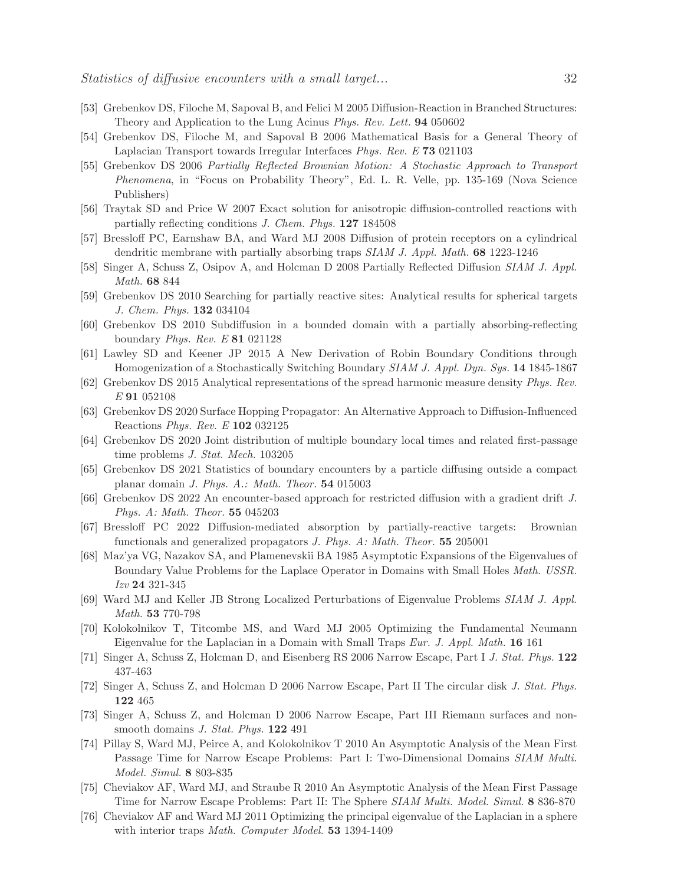[53] Grebenkov DS, Filoche M, Sapoval B, and Felici M 2005 Diffusion-Reaction in Branched Structures: Theory and Application to the Lung Acinus *Phys. Rev. Lett.* **94** 050602

[54] Grebenkov DS, Filoche M, and Sapoval B 2006 Mathematical Basis for a General Theory of Laplacian Transport towards Irregular Interfaces *Phys. Rev. E* **73** 021103

[55] Grebenkov DS 2006 *Partially Reflected Brownian Motion: A Stochastic Approach to Transport Phenomena*, in "Focus on Probability Theory", Ed. L. R. Velle, pp. 135-169 (Nova Science Publishers)

[56] Traytak SD and Price W 2007 Exact solution for anisotropic diffusion-controlled reactions with partially reflecting conditions *J. Chem. Phys.* **127** 184508

[57] Bressloff PC, Earnshaw BA, and Ward MJ 2008 Diffusion of protein receptors on a cylindrical dendritic membrane with partially absorbing traps *SIAM J. Appl. Math.* **68** 1223-1246

[58] Singer A, Schuss Z, Osipov A, and Holcman D 2008 Partially Reflected Diffusion *SIAM J. Appl. Math.* **68** 844

[59] Grebenkov DS 2010 Searching for partially reactive sites: Analytical results for spherical targets *J. Chem. Phys.* **132** 034104

[60] Grebenkov DS 2010 Subdiffusion in a bounded domain with a partially absorbing-reflecting boundary *Phys. Rev. E* **81** 021128

[61] Lawley SD and Keener JP 2015 A New Derivation of Robin Boundary Conditions through Homogenization of a Stochastically Switching Boundary *SIAM J. Appl. Dyn. Sys.* **14** 1845-1867

[62] Grebenkov DS 2015 Analytical representations of the spread harmonic measure density *Phys. Rev. E* **91** 052108

[63] Grebenkov DS 2020 Surface Hopping Propagator: An Alternative Approach to Diffusion-Influenced Reactions *Phys. Rev. E* **102** 032125

[64] Grebenkov DS 2020 Joint distribution of multiple boundary local times and related first-passage time problems *J. Stat. Mech.* 103205

[65] Grebenkov DS 2021 Statistics of boundary encounters by a particle diffusing outside a compact planar domain *J. Phys. A.: Math. Theor.* **54** 015003

[66] Grebenkov DS 2022 An encounter-based approach for restricted diffusion with a gradient drift *J. Phys. A: Math. Theor.* **55** 045203

[67] Bressloff PC 2022 Diffusion-mediated absorption by partially-reactive targets: Brownian functionals and generalized propagators *J. Phys. A: Math. Theor.* **55** 205001

[68] Maz'ya VG, Nazakov SA, and Plamenevskii BA 1985 Asymptotic Expansions of the Eigenvalues of Boundary Value Problems for the Laplace Operator in Domains with Small Holes *Math. USSR. Izv* **24** 321-345

[69] Ward MJ and Keller JB Strong Localized Perturbations of Eigenvalue Problems *SIAM J. Appl. Math.* **53** 770-798

[70] Kolokolnikov T, Titcombe MS, and Ward MJ 2005 Optimizing the Fundamental Neumann Eigenvalue for the Laplacian in a Domain with Small Traps *Eur. J. Appl. Math.* **16** 161

[71] Singer A, Schuss Z, Holcman D, and Eisenberg RS 2006 Narrow Escape, Part I *J. Stat. Phys.* **122** 437-463

[72] Singer A, Schuss Z, and Holcman D 2006 Narrow Escape, Part II The circular disk *J. Stat. Phys.* **122** 465

[73] Singer A, Schuss Z, and Holcman D 2006 Narrow Escape, Part III Riemann surfaces and non-smooth domains *J. Stat. Phys.* **122** 491

[74] Pillay S, Ward MJ, Peirce A, and Kolokolnikov T 2010 An Asymptotic Analysis of the Mean First Passage Time for Narrow Escape Problems: Part I: Two-Dimensional Domains *SIAM Multi. Model. Simul.* **8** 803-835

[75] Cheviakov AF, Ward MJ, and Straube R 2010 An Asymptotic Analysis of the Mean First Passage Time for Narrow Escape Problems: Part II: The Sphere *SIAM Multi. Model. Simul.* **8** 836-870

[76] Cheviakov AF and Ward MJ 2011 Optimizing the principal eigenvalue of the Laplacian in a sphere with interior traps *Math. Computer Model.* **53** 1394-1409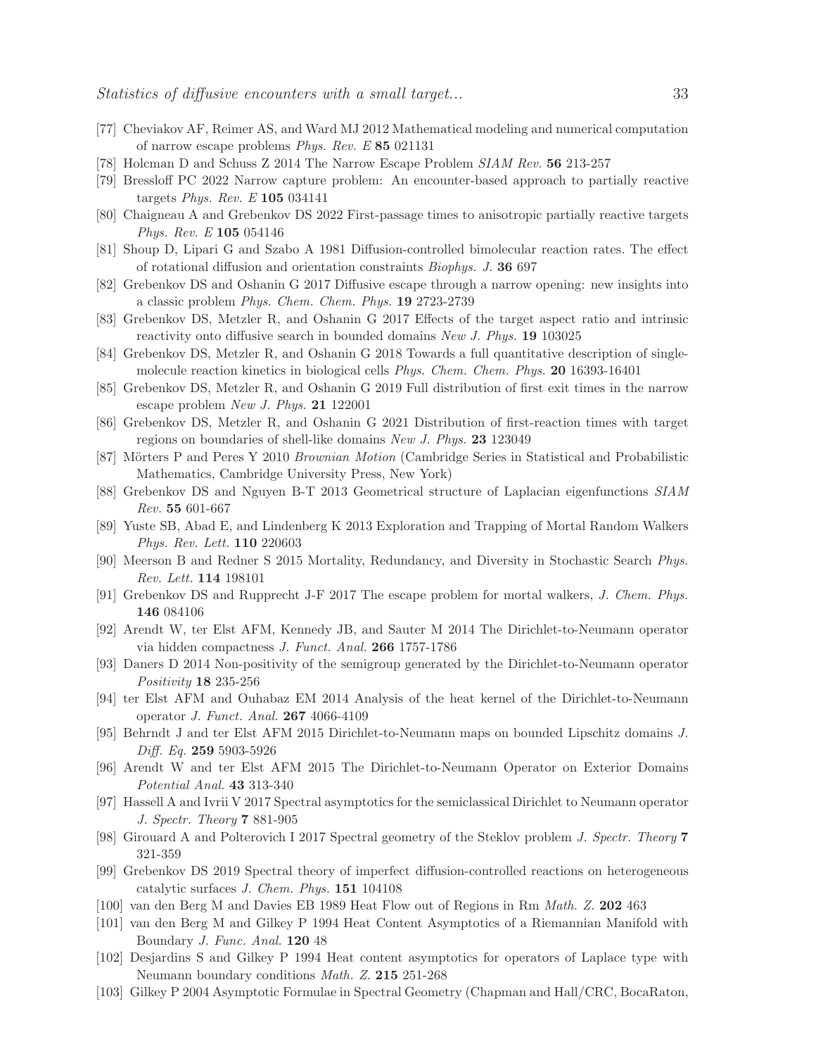[77] Cheviakov AF, Reimer AS, and Ward MJ 2012 Mathematical modeling and numerical computation of narrow escape problems *Phys. Rev. E* **85** 021131

[78] Holcman D and Schuss Z 2014 The Narrow Escape Problem *SIAM Rev.* **56** 213-257

[79] Bressloff PC 2022 Narrow capture problem: An encounter-based approach to partially reactive targets *Phys. Rev. E* **105** 034141

[80] Chaigneau A and Grebenkov DS 2022 First-passage times to anisotropic partially reactive targets *Phys. Rev. E* **105** 054146

[81] Shoup D, Lipari G and Szabo A 1981 Diffusion-controlled bimolecular reaction rates. The effect of rotational diffusion and orientation constraints *Biophys. J.* **36** 697

[82] Grebenkov DS and Oshanin G 2017 Diffusive escape through a narrow opening: new insights into a classic problem *Phys. Chem. Chem. Phys.* **19** 2723-2739

[83] Grebenkov DS, Metzler R, and Oshanin G 2017 Effects of the target aspect ratio and intrinsic reactivity onto diffusive search in bounded domains *New J. Phys.* **19** 103025

[84] Grebenkov DS, Metzler R, and Oshanin G 2018 Towards a full quantitative description of single-molecule reaction kinetics in biological cells *Phys. Chem. Chem. Phys.* **20** 16393-16401

[85] Grebenkov DS, Metzler R, and Oshanin G 2019 Full distribution of first exit times in the narrow escape problem *New J. Phys.* **21** 122001

[86] Grebenkov DS, Metzler R, and Oshanin G 2021 Distribution of first-reaction times with target regions on boundaries of shell-like domains *New J. Phys.* **23** 123049

[87] Mörters P and Peres Y 2010 *Brownian Motion* (Cambridge Series in Statistical and Probabilistic Mathematics, Cambridge University Press, New York)

[88] Grebenkov DS and Nguyen B-T 2013 Geometrical structure of Laplacian eigenfunctions *SIAM Rev.* **55** 601-667

[89] Yuste SB, Abad E, and Lindenberg K 2013 Exploration and Trapping of Mortal Random Walkers *Phys. Rev. Lett.* **110** 220603

[90] Meerson B and Redner S 2015 Mortality, Redundancy, and Diversity in Stochastic Search *Phys. Rev. Lett.* **114** 198101

[91] Grebenkov DS and Rupprecht J-F 2017 The escape problem for mortal walkers, *J. Chem. Phys.* **146** 084106

[92] Arendt W, ter Elst AFM, Kennedy JB, and Sauter M 2014 The Dirichlet-to-Neumann operator via hidden compactness *J. Funct. Anal.* **266** 1757-1786

[93] Daners D 2014 Non-positivity of the semigroup generated by the Dirichlet-to-Neumann operator *Positivity* **18** 235-256

[94] ter Elst AFM and Ouhabaz EM 2014 Analysis of the heat kernel of the Dirichlet-to-Neumann operator *J. Funct. Anal.* **267** 4066-4109

[95] Behrndt J and ter Elst AFM 2015 Dirichlet-to-Neumann maps on bounded Lipschitz domains *J. Diff. Eq.* **259** 5903-5926

[96] Arendt W and ter Elst AFM 2015 The Dirichlet-to-Neumann Operator on Exterior Domains *Potential Anal.* **43** 313-340

[97] Hassell A and Ivrii V 2017 Spectral asymptotics for the semiclassical Dirichlet to Neumann operator *J. Spectr. Theory* **7** 881-905

[98] Girouard A and Polterovich I 2017 Spectral geometry of the Steklov problem *J. Spectr. Theory* **7** 321-359

[99] Grebenkov DS 2019 Spectral theory of imperfect diffusion-controlled reactions on heterogeneous catalytic surfaces *J. Chem. Phys.* **151** 104108

[100] van den Berg M and Davies EB 1989 Heat Flow out of Regions in Rm *Math. Z.* **202** 463

[101] van den Berg M and Gilkey P 1994 Heat Content Asymptotics of a Riemannian Manifold with Boundary *J. Func. Anal.* **120** 48

[102] Desjardins S and Gilkey P 1994 Heat content asymptotics for operators of Laplace type with Neumann boundary conditions *Math. Z.* **215** 251-268

[103] Gilkey P 2004 Asymptotic Formulae in Spectral Geometry (Chapman and Hall/CRC, BocaRaton,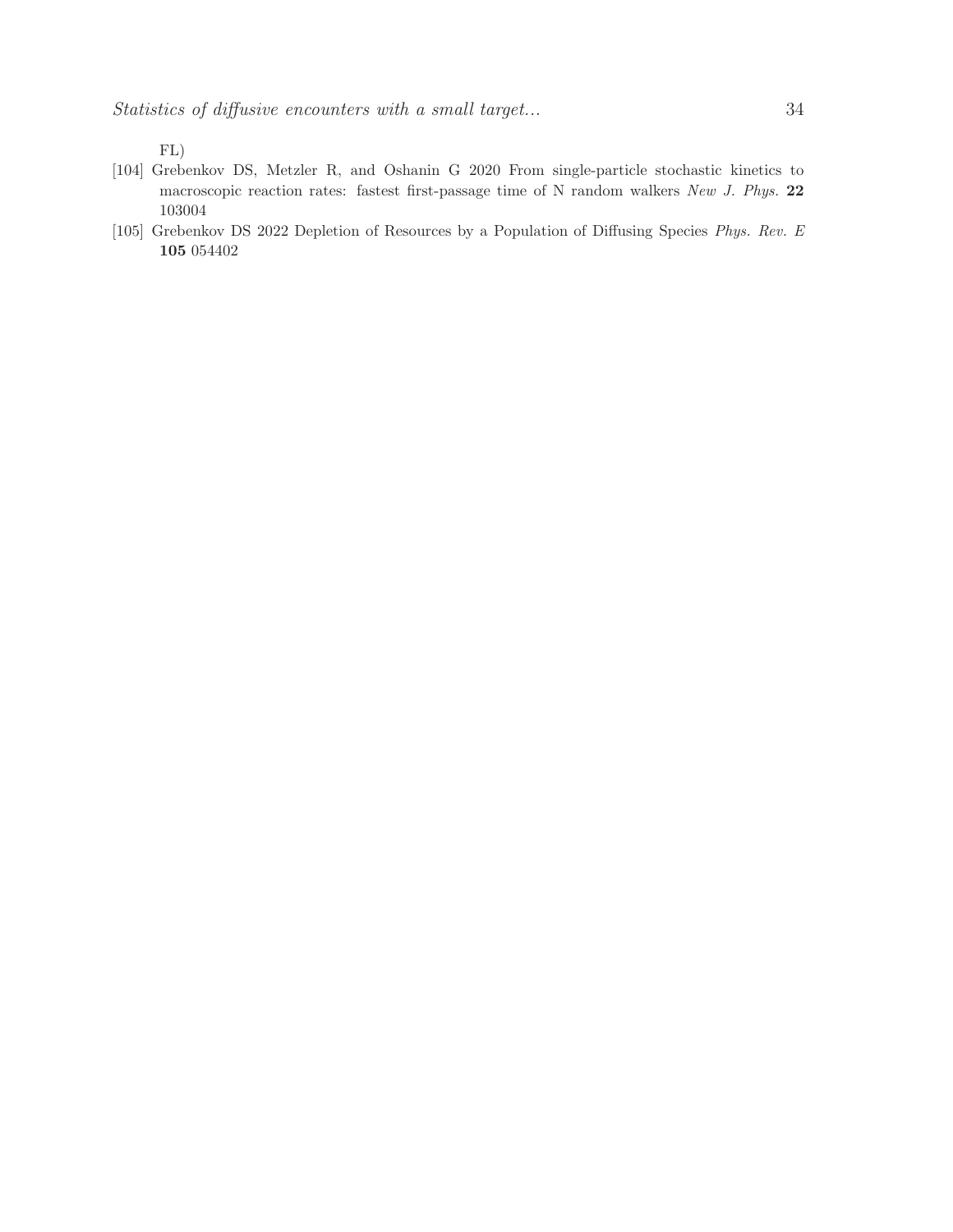FL)

[104] Grebenkov DS, Metzler R, and Oshanin G 2020 From single-particle stochastic kinetics to macroscopic reaction rates: fastest first-passage time of N random walkers *New J. Phys.* **22** 103004

[105] Grebenkov DS 2022 Depletion of Resources by a Population of Diffusing Species *Phys. Rev. E* **105** 054402